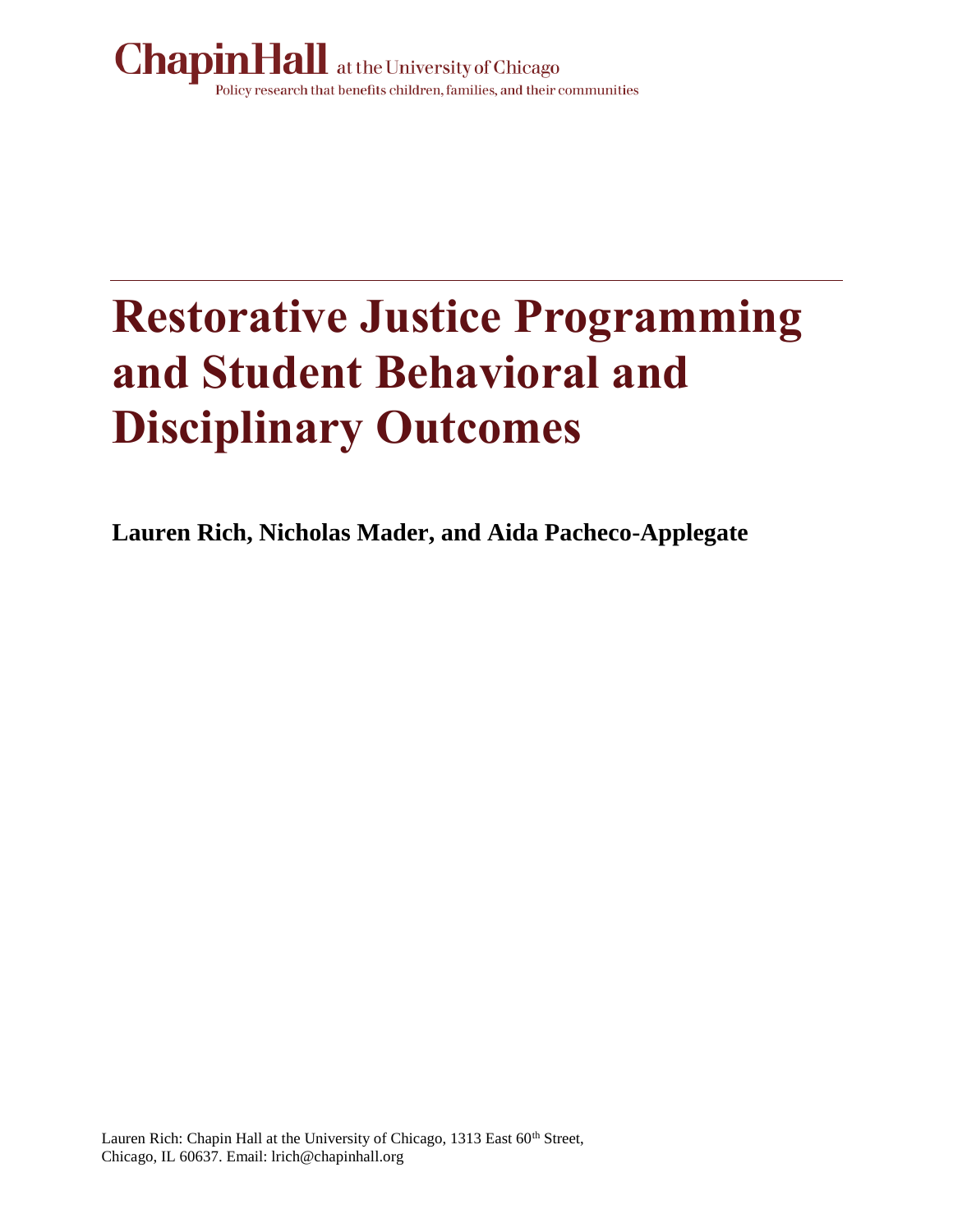Chapin Hall at the University of Chicago

Policy research that benefits children, families, and their communities

# Restorative Justice Programming and Student Behavioral and Disciplinary Outcomes

**Lauren Rich, Nicholas Mader, and Aida Pacheco-Applegate**

Lauren Rich: Chapin Hall at the University of Chicago, 1313 East 60th Street, Chicago, IL 60637. Email: lrich@chapinhall.org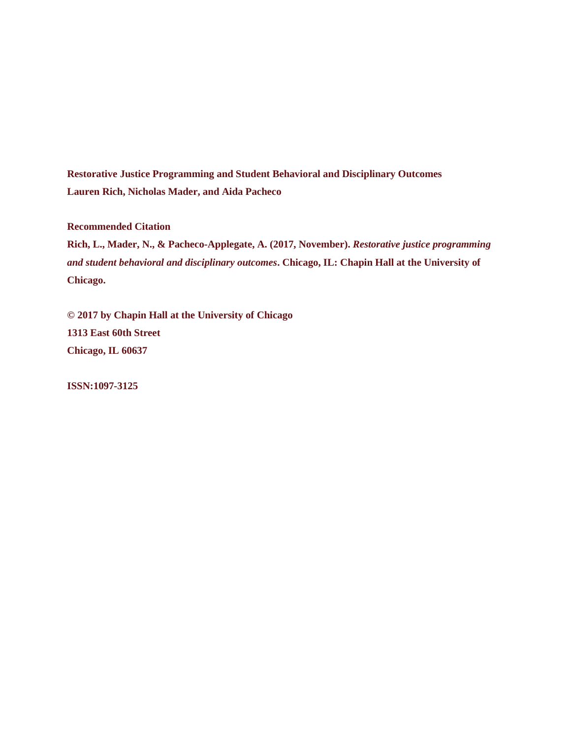**Restorative Justice Programming and Student Behavioral and Disciplinary Outcomes**
**Lauren Rich, Nicholas Mader, and Aida Pacheco**

**Recommended Citation**

**Rich, L., Mader, N., & Pacheco-Applegate, A. (2017, November).** ***Restorative justice programming and student behavioral and disciplinary outcomes*****. Chicago, IL: Chapin Hall at the University of Chicago.**

**© 2017 by Chapin Hall at the University of Chicago**
**1313 East 60th Street**
**Chicago, IL 60637**

**ISSN:1097-3125**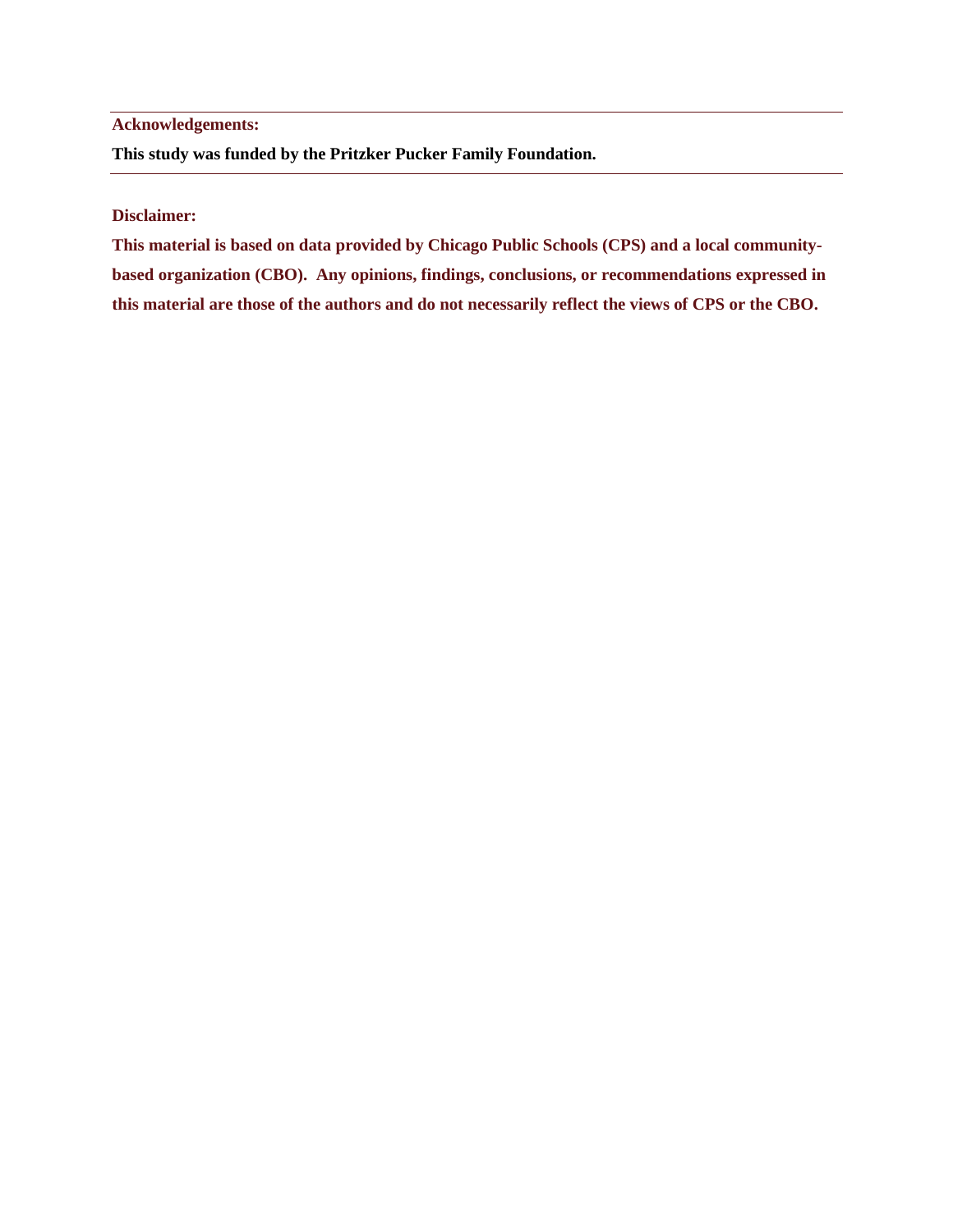**Acknowledgements:**

**This study was funded by the Pritzker Pucker Family Foundation.**

---

**Disclaimer:**

**This material is based on data provided by Chicago Public Schools (CPS) and a local community-based organization (CBO). Any opinions, findings, conclusions, or recommendations expressed in this material are those of the authors and do not necessarily reflect the views of CPS or the CBO.**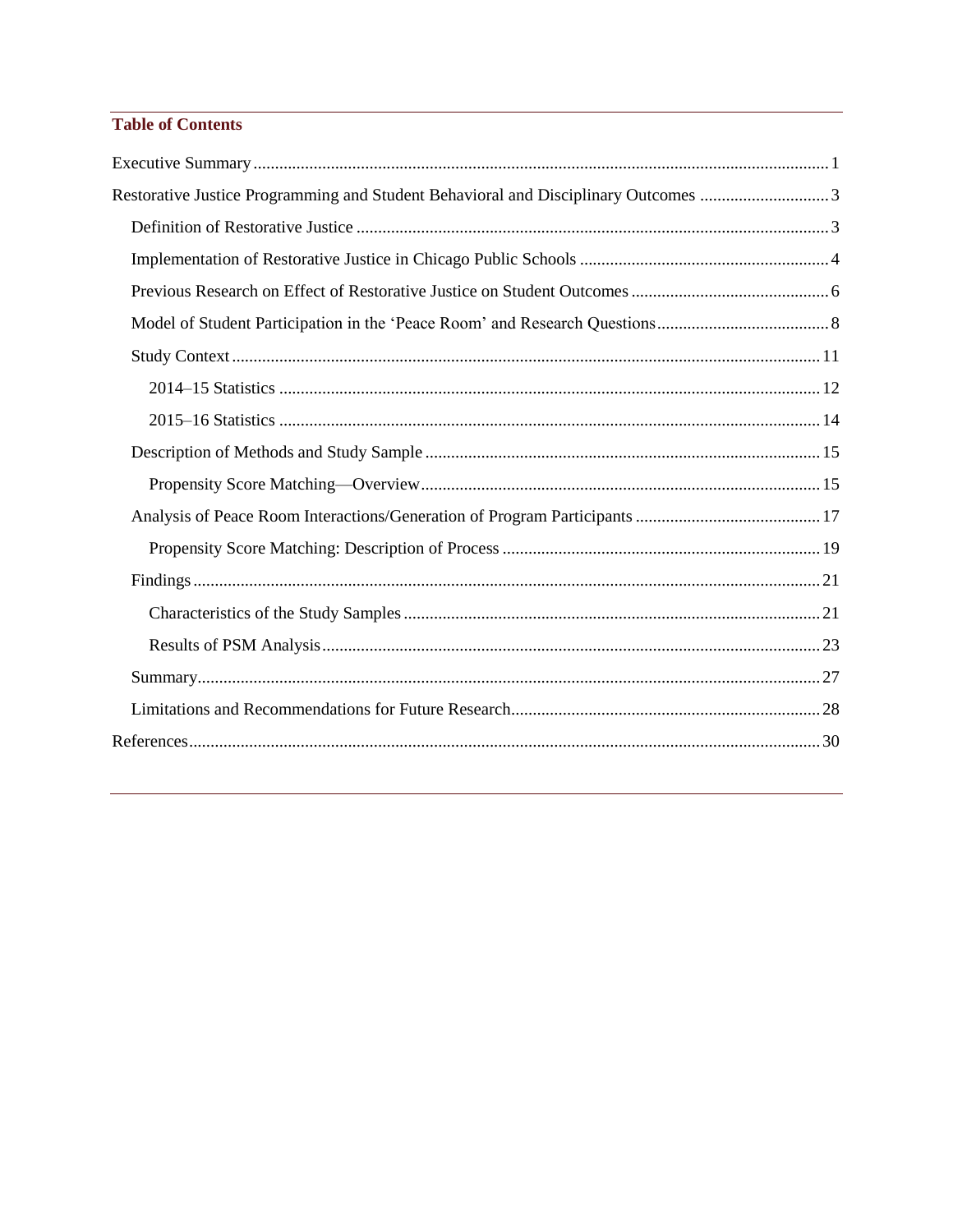## Table of Contents

Executive Summary ..... 1

Restorative Justice Programming and Student Behavioral and Disciplinary Outcomes ..... 3

- Definition of Restorative Justice ..... 3
- Implementation of Restorative Justice in Chicago Public Schools ..... 4
- Previous Research on Effect of Restorative Justice on Student Outcomes ..... 6
- Model of Student Participation in the 'Peace Room' and Research Questions ..... 8
- Study Context ..... 11
  - 2014–15 Statistics ..... 12
  - 2015–16 Statistics ..... 14
- Description of Methods and Study Sample ..... 15
  - Propensity Score Matching—Overview ..... 15
- Analysis of Peace Room Interactions/Generation of Program Participants ..... 17
  - Propensity Score Matching: Description of Process ..... 19
- Findings ..... 21
  - Characteristics of the Study Samples ..... 21
  - Results of PSM Analysis ..... 23
- Summary ..... 27
- Limitations and Recommendations for Future Research ..... 28

References ..... 30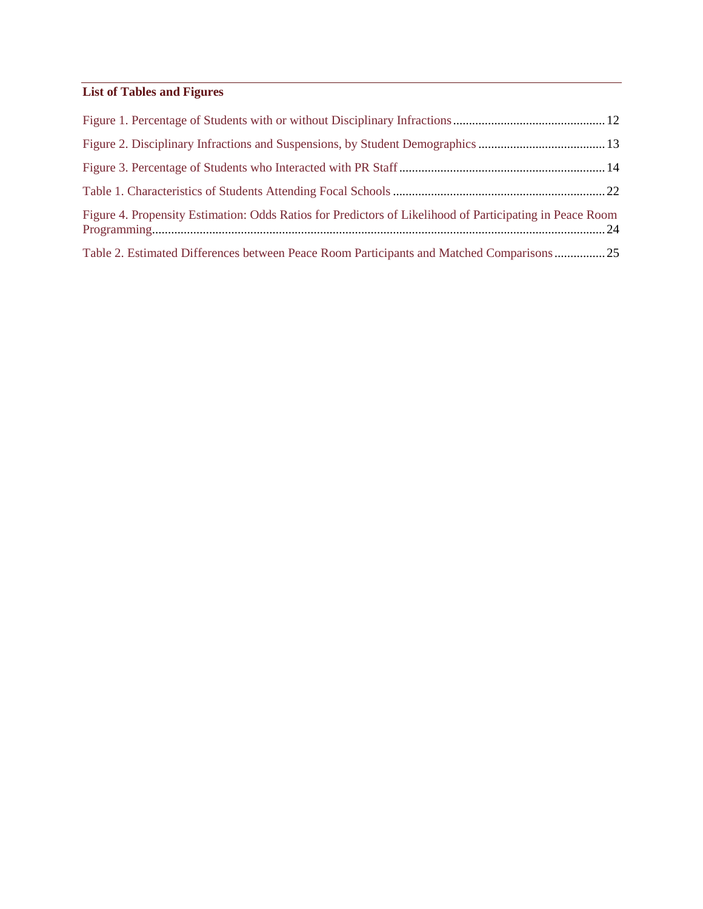## List of Tables and Figures

Figure 1. Percentage of Students with or without Disciplinary Infractions ................................................ 12

Figure 2. Disciplinary Infractions and Suspensions, by Student Demographics ........................................ 13

Figure 3. Percentage of Students who Interacted with PR Staff ................................................................. 14

Table 1. Characteristics of Students Attending Focal Schools ................................................................... 22

Figure 4. Propensity Estimation: Odds Ratios for Predictors of Likelihood of Participating in Peace Room Programming ............................................................................................................................................. 24

Table 2. Estimated Differences between Peace Room Participants and Matched Comparisons ................ 25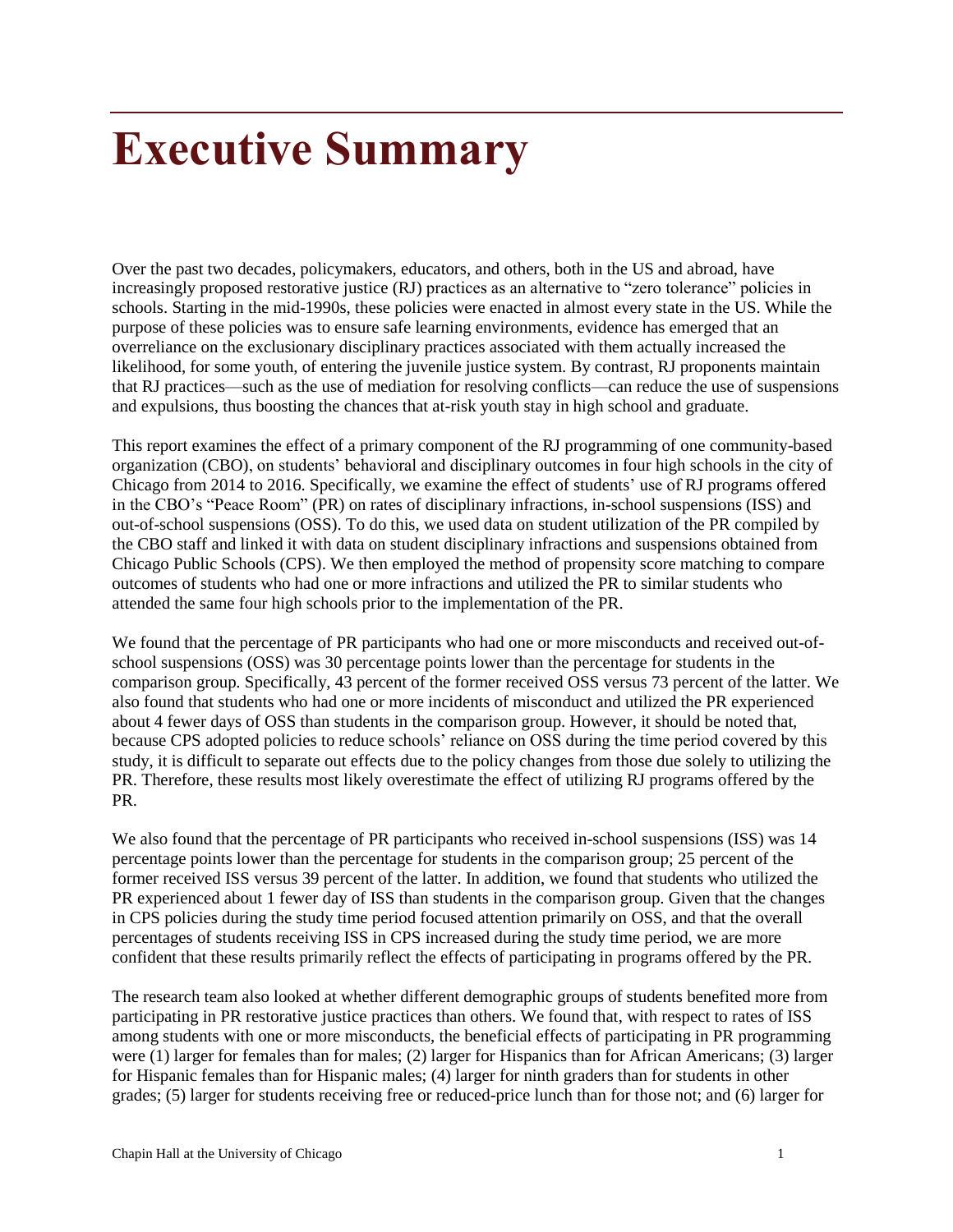# Executive Summary

Over the past two decades, policymakers, educators, and others, both in the US and abroad, have increasingly proposed restorative justice (RJ) practices as an alternative to "zero tolerance" policies in schools. Starting in the mid-1990s, these policies were enacted in almost every state in the US. While the purpose of these policies was to ensure safe learning environments, evidence has emerged that an overreliance on the exclusionary disciplinary practices associated with them actually increased the likelihood, for some youth, of entering the juvenile justice system. By contrast, RJ proponents maintain that RJ practices—such as the use of mediation for resolving conflicts—can reduce the use of suspensions and expulsions, thus boosting the chances that at-risk youth stay in high school and graduate.

This report examines the effect of a primary component of the RJ programming of one community-based organization (CBO), on students' behavioral and disciplinary outcomes in four high schools in the city of Chicago from 2014 to 2016. Specifically, we examine the effect of students' use of RJ programs offered in the CBO's "Peace Room" (PR) on rates of disciplinary infractions, in-school suspensions (ISS) and out-of-school suspensions (OSS). To do this, we used data on student utilization of the PR compiled by the CBO staff and linked it with data on student disciplinary infractions and suspensions obtained from Chicago Public Schools (CPS). We then employed the method of propensity score matching to compare outcomes of students who had one or more infractions and utilized the PR to similar students who attended the same four high schools prior to the implementation of the PR.

We found that the percentage of PR participants who had one or more misconducts and received out-of-school suspensions (OSS) was 30 percentage points lower than the percentage for students in the comparison group. Specifically, 43 percent of the former received OSS versus 73 percent of the latter. We also found that students who had one or more incidents of misconduct and utilized the PR experienced about 4 fewer days of OSS than students in the comparison group. However, it should be noted that, because CPS adopted policies to reduce schools' reliance on OSS during the time period covered by this study, it is difficult to separate out effects due to the policy changes from those due solely to utilizing the PR. Therefore, these results most likely overestimate the effect of utilizing RJ programs offered by the PR.

We also found that the percentage of PR participants who received in-school suspensions (ISS) was 14 percentage points lower than the percentage for students in the comparison group; 25 percent of the former received ISS versus 39 percent of the latter. In addition, we found that students who utilized the PR experienced about 1 fewer day of ISS than students in the comparison group. Given that the changes in CPS policies during the study time period focused attention primarily on OSS, and that the overall percentages of students receiving ISS in CPS increased during the study time period, we are more confident that these results primarily reflect the effects of participating in programs offered by the PR.

The research team also looked at whether different demographic groups of students benefited more from participating in PR restorative justice practices than others. We found that, with respect to rates of ISS among students with one or more misconducts, the beneficial effects of participating in PR programming were (1) larger for females than for males; (2) larger for Hispanics than for African Americans; (3) larger for Hispanic females than for Hispanic males; (4) larger for ninth graders than for students in other grades; (5) larger for students receiving free or reduced-price lunch than for those not; and (6) larger for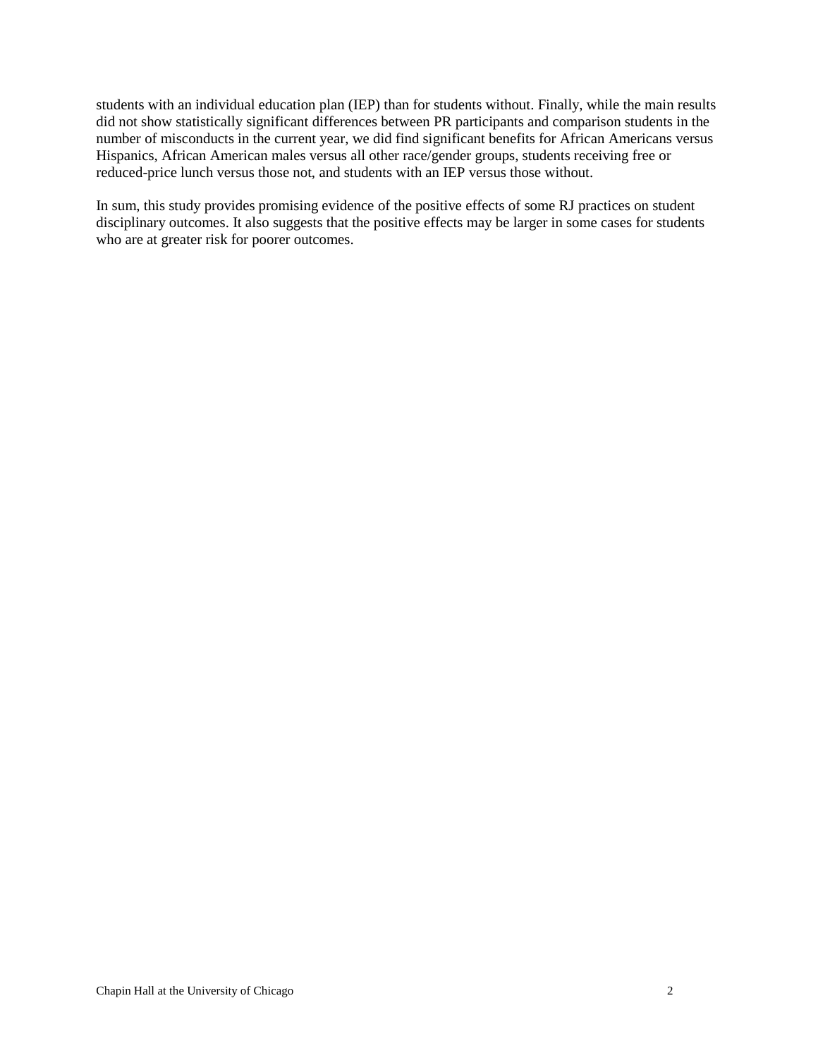students with an individual education plan (IEP) than for students without. Finally, while the main results did not show statistically significant differences between PR participants and comparison students in the number of misconducts in the current year, we did find significant benefits for African Americans versus Hispanics, African American males versus all other race/gender groups, students receiving free or reduced-price lunch versus those not, and students with an IEP versus those without.

In sum, this study provides promising evidence of the positive effects of some RJ practices on student disciplinary outcomes. It also suggests that the positive effects may be larger in some cases for students who are at greater risk for poorer outcomes.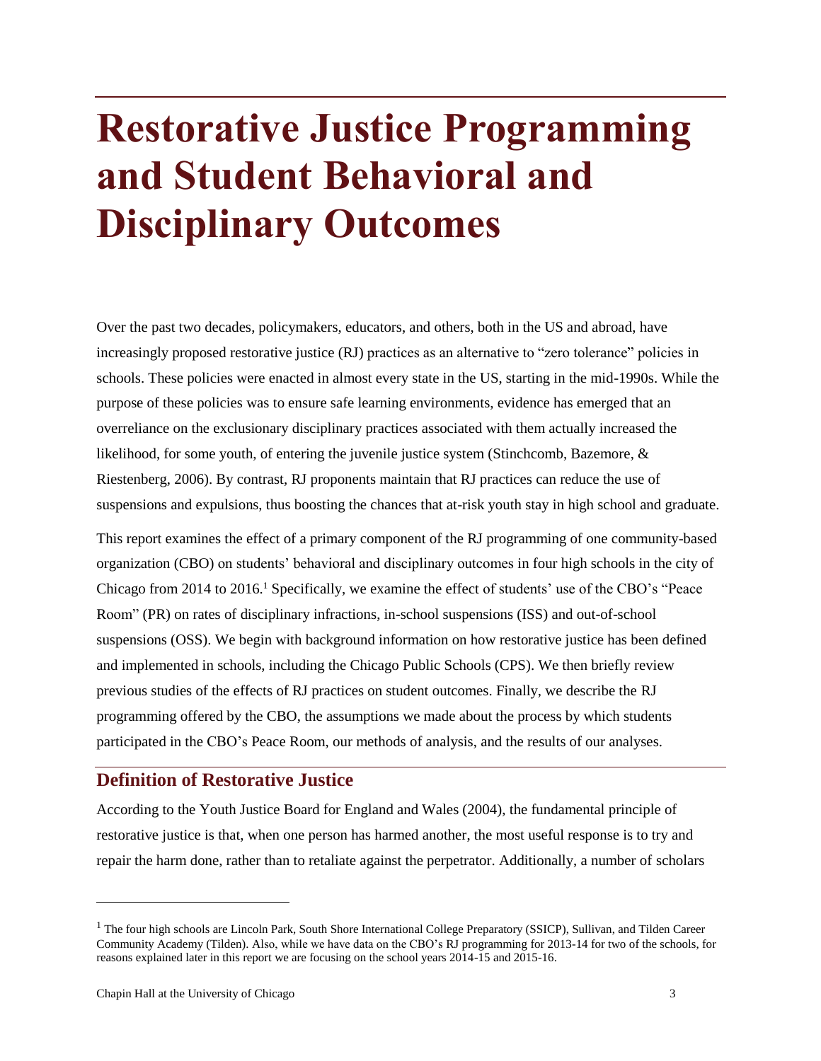# Restorative Justice Programming and Student Behavioral and Disciplinary Outcomes

Over the past two decades, policymakers, educators, and others, both in the US and abroad, have increasingly proposed restorative justice (RJ) practices as an alternative to "zero tolerance" policies in schools. These policies were enacted in almost every state in the US, starting in the mid-1990s. While the purpose of these policies was to ensure safe learning environments, evidence has emerged that an overreliance on the exclusionary disciplinary practices associated with them actually increased the likelihood, for some youth, of entering the juvenile justice system (Stinchcomb, Bazemore, & Riestenberg, 2006). By contrast, RJ proponents maintain that RJ practices can reduce the use of suspensions and expulsions, thus boosting the chances that at-risk youth stay in high school and graduate.

This report examines the effect of a primary component of the RJ programming of one community-based organization (CBO) on students' behavioral and disciplinary outcomes in four high schools in the city of Chicago from 2014 to 2016.[1] Specifically, we examine the effect of students' use of the CBO's "Peace Room" (PR) on rates of disciplinary infractions, in-school suspensions (ISS) and out-of-school suspensions (OSS). We begin with background information on how restorative justice has been defined and implemented in schools, including the Chicago Public Schools (CPS). We then briefly review previous studies of the effects of RJ practices on student outcomes. Finally, we describe the RJ programming offered by the CBO, the assumptions we made about the process by which students participated in the CBO's Peace Room, our methods of analysis, and the results of our analyses.

## Definition of Restorative Justice

According to the Youth Justice Board for England and Wales (2004), the fundamental principle of restorative justice is that, when one person has harmed another, the most useful response is to try and repair the harm done, rather than to retaliate against the perpetrator. Additionally, a number of scholars

[1] The four high schools are Lincoln Park, South Shore International College Preparatory (SSICP), Sullivan, and Tilden Career Community Academy (Tilden). Also, while we have data on the CBO's RJ programming for 2013-14 for two of the schools, for reasons explained later in this report we are focusing on the school years 2014-15 and 2015-16.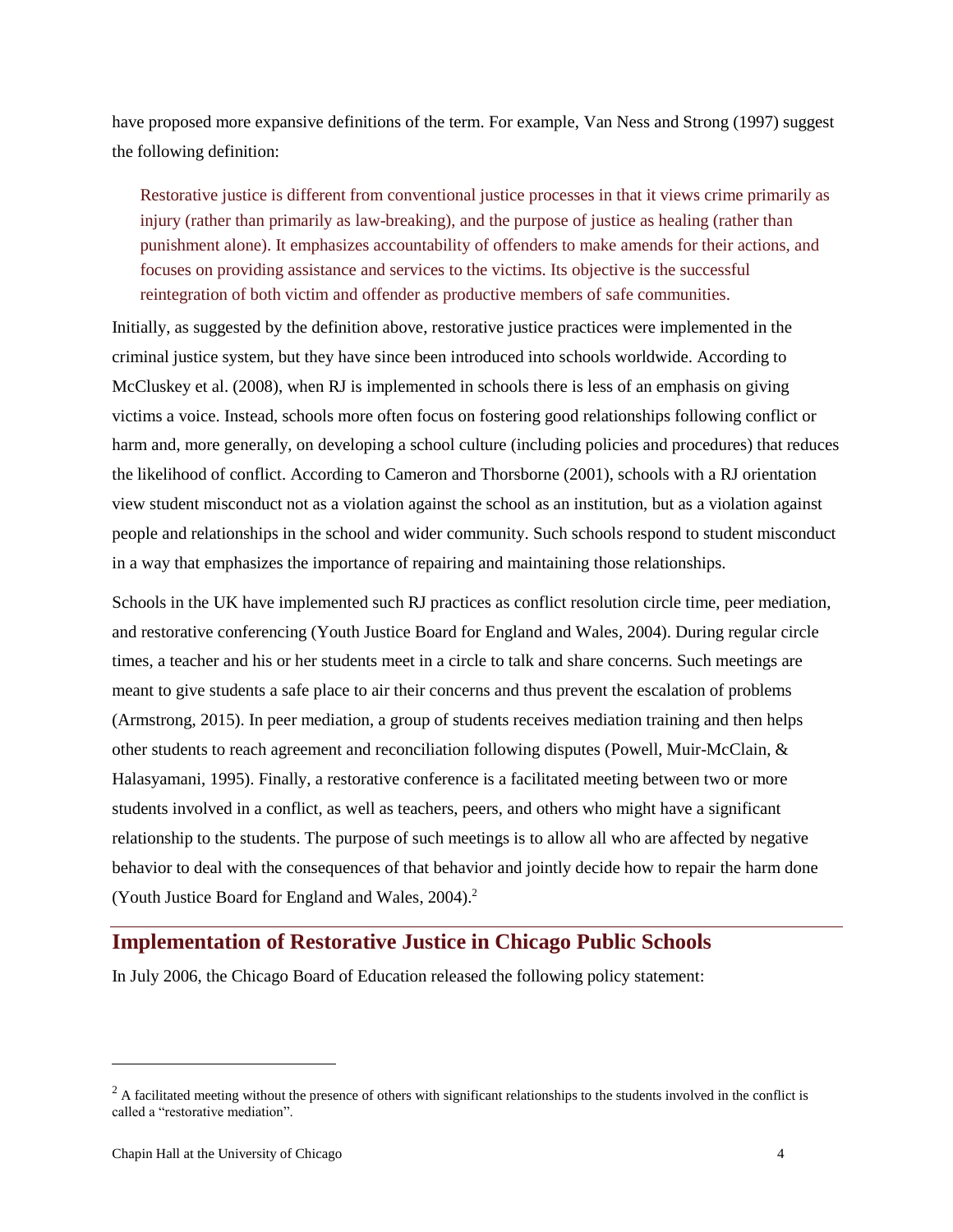have proposed more expansive definitions of the term. For example, Van Ness and Strong (1997) suggest the following definition:

> Restorative justice is different from conventional justice processes in that it views crime primarily as injury (rather than primarily as law-breaking), and the purpose of justice as healing (rather than punishment alone). It emphasizes accountability of offenders to make amends for their actions, and focuses on providing assistance and services to the victims. Its objective is the successful reintegration of both victim and offender as productive members of safe communities.

Initially, as suggested by the definition above, restorative justice practices were implemented in the criminal justice system, but they have since been introduced into schools worldwide. According to McCluskey et al. (2008), when RJ is implemented in schools there is less of an emphasis on giving victims a voice. Instead, schools more often focus on fostering good relationships following conflict or harm and, more generally, on developing a school culture (including policies and procedures) that reduces the likelihood of conflict. According to Cameron and Thorsborne (2001), schools with a RJ orientation view student misconduct not as a violation against the school as an institution, but as a violation against people and relationships in the school and wider community. Such schools respond to student misconduct in a way that emphasizes the importance of repairing and maintaining those relationships.

Schools in the UK have implemented such RJ practices as conflict resolution circle time, peer mediation, and restorative conferencing (Youth Justice Board for England and Wales, 2004). During regular circle times, a teacher and his or her students meet in a circle to talk and share concerns. Such meetings are meant to give students a safe place to air their concerns and thus prevent the escalation of problems (Armstrong, 2015). In peer mediation, a group of students receives mediation training and then helps other students to reach agreement and reconciliation following disputes (Powell, Muir-McClain, & Halasyamani, 1995). Finally, a restorative conference is a facilitated meeting between two or more students involved in a conflict, as well as teachers, peers, and others who might have a significant relationship to the students. The purpose of such meetings is to allow all who are affected by negative behavior to deal with the consequences of that behavior and jointly decide how to repair the harm done (Youth Justice Board for England and Wales, 2004).[2]

## Implementation of Restorative Justice in Chicago Public Schools

In July 2006, the Chicago Board of Education released the following policy statement:

---

[2] A facilitated meeting without the presence of others with significant relationships to the students involved in the conflict is called a "restorative mediation".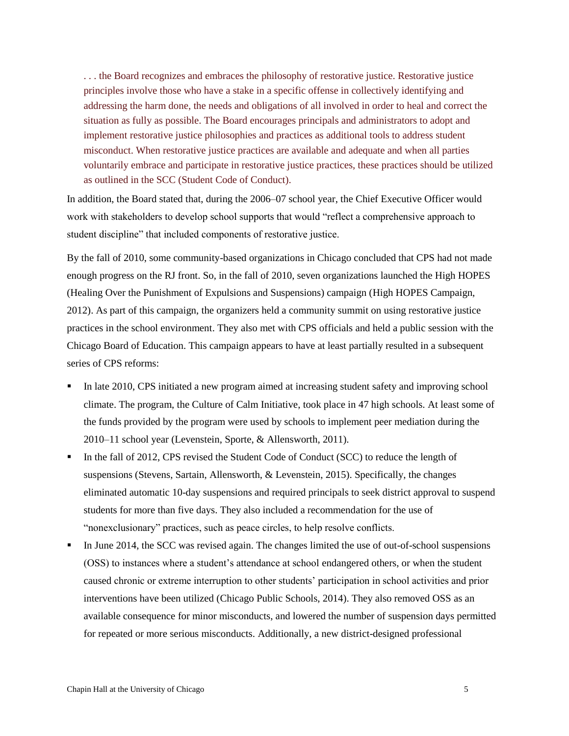> . . . the Board recognizes and embraces the philosophy of restorative justice. Restorative justice principles involve those who have a stake in a specific offense in collectively identifying and addressing the harm done, the needs and obligations of all involved in order to heal and correct the situation as fully as possible. The Board encourages principals and administrators to adopt and implement restorative justice philosophies and practices as additional tools to address student misconduct. When restorative justice practices are available and adequate and when all parties voluntarily embrace and participate in restorative justice practices, these practices should be utilized as outlined in the SCC (Student Code of Conduct).

In addition, the Board stated that, during the 2006–07 school year, the Chief Executive Officer would work with stakeholders to develop school supports that would "reflect a comprehensive approach to student discipline" that included components of restorative justice.

By the fall of 2010, some community-based organizations in Chicago concluded that CPS had not made enough progress on the RJ front. So, in the fall of 2010, seven organizations launched the High HOPES (Healing Over the Punishment of Expulsions and Suspensions) campaign (High HOPES Campaign, 2012). As part of this campaign, the organizers held a community summit on using restorative justice practices in the school environment. They also met with CPS officials and held a public session with the Chicago Board of Education. This campaign appears to have at least partially resulted in a subsequent series of CPS reforms:

- In late 2010, CPS initiated a new program aimed at increasing student safety and improving school climate. The program, the Culture of Calm Initiative, took place in 47 high schools. At least some of the funds provided by the program were used by schools to implement peer mediation during the 2010–11 school year (Levenstein, Sporte, & Allensworth, 2011).
- In the fall of 2012, CPS revised the Student Code of Conduct (SCC) to reduce the length of suspensions (Stevens, Sartain, Allensworth, & Levenstein, 2015). Specifically, the changes eliminated automatic 10-day suspensions and required principals to seek district approval to suspend students for more than five days. They also included a recommendation for the use of "nonexclusionary" practices, such as peace circles, to help resolve conflicts.
- In June 2014, the SCC was revised again. The changes limited the use of out-of-school suspensions (OSS) to instances where a student's attendance at school endangered others, or when the student caused chronic or extreme interruption to other students' participation in school activities and prior interventions have been utilized (Chicago Public Schools, 2014). They also removed OSS as an available consequence for minor misconducts, and lowered the number of suspension days permitted for repeated or more serious misconducts. Additionally, a new district-designed professional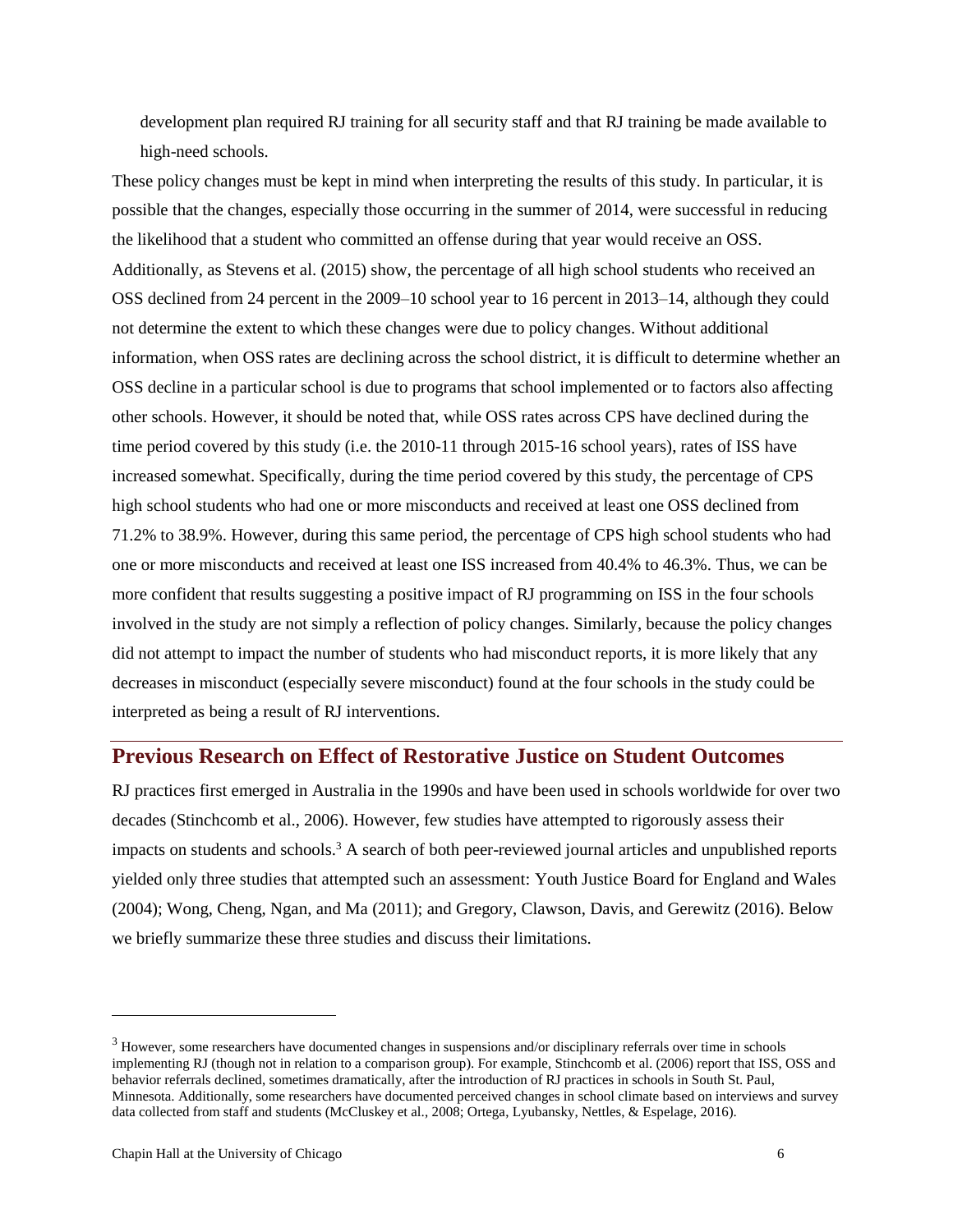development plan required RJ training for all security staff and that RJ training be made available to high-need schools.

These policy changes must be kept in mind when interpreting the results of this study. In particular, it is possible that the changes, especially those occurring in the summer of 2014, were successful in reducing the likelihood that a student who committed an offense during that year would receive an OSS. Additionally, as Stevens et al. (2015) show, the percentage of all high school students who received an OSS declined from 24 percent in the 2009–10 school year to 16 percent in 2013–14, although they could not determine the extent to which these changes were due to policy changes. Without additional information, when OSS rates are declining across the school district, it is difficult to determine whether an OSS decline in a particular school is due to programs that school implemented or to factors also affecting other schools. However, it should be noted that, while OSS rates across CPS have declined during the time period covered by this study (i.e. the 2010-11 through 2015-16 school years), rates of ISS have increased somewhat. Specifically, during the time period covered by this study, the percentage of CPS high school students who had one or more misconducts and received at least one OSS declined from 71.2% to 38.9%. However, during this same period, the percentage of CPS high school students who had one or more misconducts and received at least one ISS increased from 40.4% to 46.3%. Thus, we can be more confident that results suggesting a positive impact of RJ programming on ISS in the four schools involved in the study are not simply a reflection of policy changes. Similarly, because the policy changes did not attempt to impact the number of students who had misconduct reports, it is more likely that any decreases in misconduct (especially severe misconduct) found at the four schools in the study could be interpreted as being a result of RJ interventions.

## Previous Research on Effect of Restorative Justice on Student Outcomes

RJ practices first emerged in Australia in the 1990s and have been used in schools worldwide for over two decades (Stinchcomb et al., 2006). However, few studies have attempted to rigorously assess their impacts on students and schools.[3] A search of both peer-reviewed journal articles and unpublished reports yielded only three studies that attempted such an assessment: Youth Justice Board for England and Wales (2004); Wong, Cheng, Ngan, and Ma (2011); and Gregory, Clawson, Davis, and Gerewitz (2016). Below we briefly summarize these three studies and discuss their limitations.

[3] However, some researchers have documented changes in suspensions and/or disciplinary referrals over time in schools implementing RJ (though not in relation to a comparison group). For example, Stinchcomb et al. (2006) report that ISS, OSS and behavior referrals declined, sometimes dramatically, after the introduction of RJ practices in schools in South St. Paul, Minnesota. Additionally, some researchers have documented perceived changes in school climate based on interviews and survey data collected from staff and students (McCluskey et al., 2008; Ortega, Lyubansky, Nettles, & Espelage, 2016).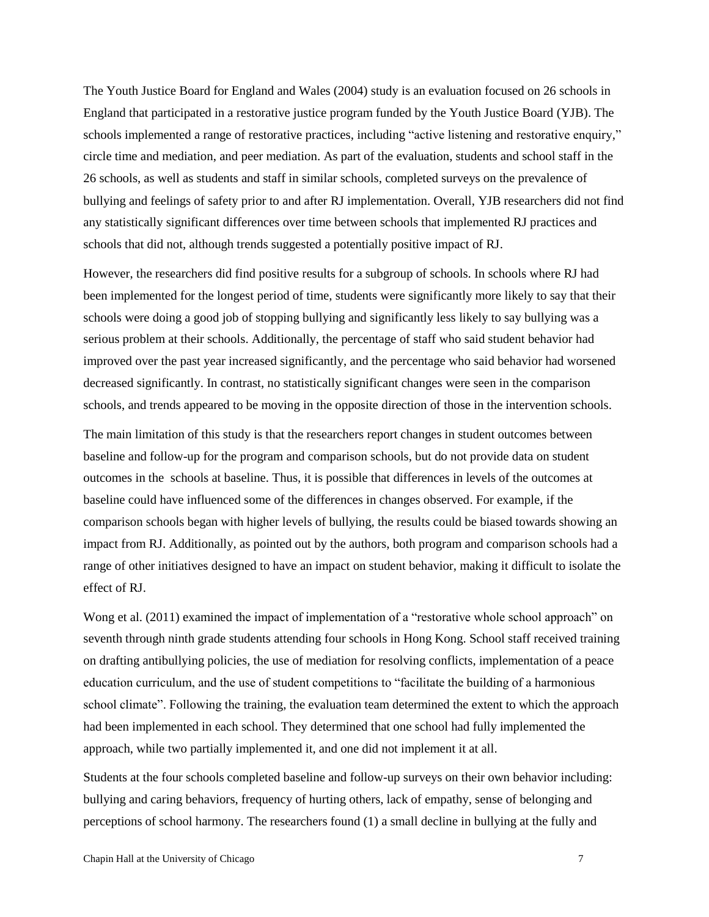The Youth Justice Board for England and Wales (2004) study is an evaluation focused on 26 schools in England that participated in a restorative justice program funded by the Youth Justice Board (YJB). The schools implemented a range of restorative practices, including "active listening and restorative enquiry," circle time and mediation, and peer mediation. As part of the evaluation, students and school staff in the 26 schools, as well as students and staff in similar schools, completed surveys on the prevalence of bullying and feelings of safety prior to and after RJ implementation. Overall, YJB researchers did not find any statistically significant differences over time between schools that implemented RJ practices and schools that did not, although trends suggested a potentially positive impact of RJ.

However, the researchers did find positive results for a subgroup of schools. In schools where RJ had been implemented for the longest period of time, students were significantly more likely to say that their schools were doing a good job of stopping bullying and significantly less likely to say bullying was a serious problem at their schools. Additionally, the percentage of staff who said student behavior had improved over the past year increased significantly, and the percentage who said behavior had worsened decreased significantly. In contrast, no statistically significant changes were seen in the comparison schools, and trends appeared to be moving in the opposite direction of those in the intervention schools.

The main limitation of this study is that the researchers report changes in student outcomes between baseline and follow-up for the program and comparison schools, but do not provide data on student outcomes in the schools at baseline. Thus, it is possible that differences in levels of the outcomes at baseline could have influenced some of the differences in changes observed. For example, if the comparison schools began with higher levels of bullying, the results could be biased towards showing an impact from RJ. Additionally, as pointed out by the authors, both program and comparison schools had a range of other initiatives designed to have an impact on student behavior, making it difficult to isolate the effect of RJ.

Wong et al. (2011) examined the impact of implementation of a "restorative whole school approach" on seventh through ninth grade students attending four schools in Hong Kong. School staff received training on drafting antibullying policies, the use of mediation for resolving conflicts, implementation of a peace education curriculum, and the use of student competitions to "facilitate the building of a harmonious school climate". Following the training, the evaluation team determined the extent to which the approach had been implemented in each school. They determined that one school had fully implemented the approach, while two partially implemented it, and one did not implement it at all.

Students at the four schools completed baseline and follow-up surveys on their own behavior including: bullying and caring behaviors, frequency of hurting others, lack of empathy, sense of belonging and perceptions of school harmony. The researchers found (1) a small decline in bullying at the fully and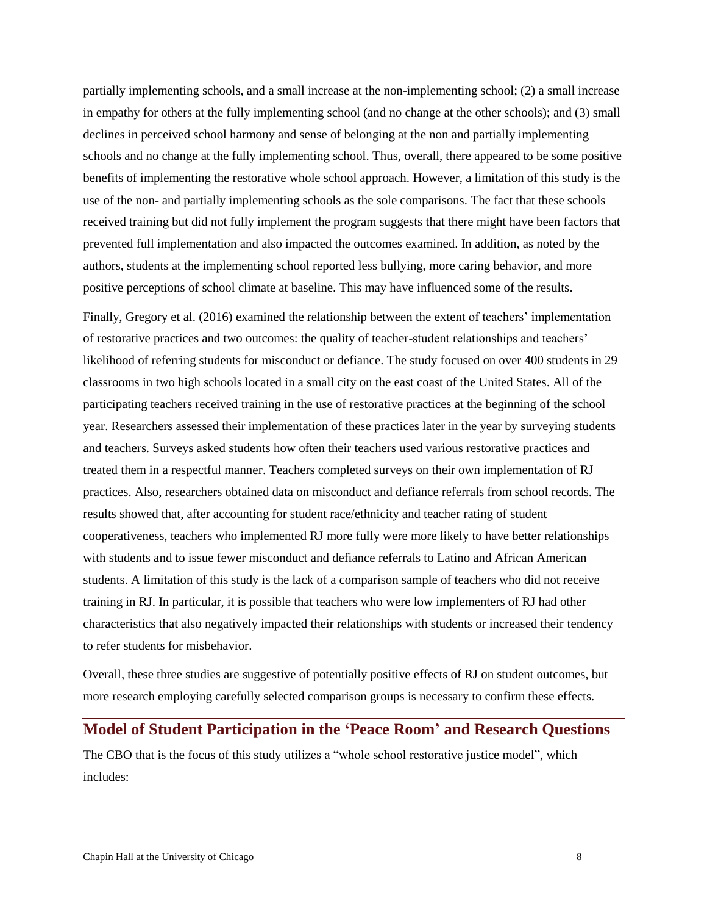partially implementing schools, and a small increase at the non-implementing school; (2) a small increase in empathy for others at the fully implementing school (and no change at the other schools); and (3) small declines in perceived school harmony and sense of belonging at the non and partially implementing schools and no change at the fully implementing school. Thus, overall, there appeared to be some positive benefits of implementing the restorative whole school approach. However, a limitation of this study is the use of the non- and partially implementing schools as the sole comparisons. The fact that these schools received training but did not fully implement the program suggests that there might have been factors that prevented full implementation and also impacted the outcomes examined. In addition, as noted by the authors, students at the implementing school reported less bullying, more caring behavior, and more positive perceptions of school climate at baseline. This may have influenced some of the results.

Finally, Gregory et al. (2016) examined the relationship between the extent of teachers' implementation of restorative practices and two outcomes: the quality of teacher-student relationships and teachers' likelihood of referring students for misconduct or defiance. The study focused on over 400 students in 29 classrooms in two high schools located in a small city on the east coast of the United States. All of the participating teachers received training in the use of restorative practices at the beginning of the school year. Researchers assessed their implementation of these practices later in the year by surveying students and teachers. Surveys asked students how often their teachers used various restorative practices and treated them in a respectful manner. Teachers completed surveys on their own implementation of RJ practices. Also, researchers obtained data on misconduct and defiance referrals from school records. The results showed that, after accounting for student race/ethnicity and teacher rating of student cooperativeness, teachers who implemented RJ more fully were more likely to have better relationships with students and to issue fewer misconduct and defiance referrals to Latino and African American students. A limitation of this study is the lack of a comparison sample of teachers who did not receive training in RJ. In particular, it is possible that teachers who were low implementers of RJ had other characteristics that also negatively impacted their relationships with students or increased their tendency to refer students for misbehavior.

Overall, these three studies are suggestive of potentially positive effects of RJ on student outcomes, but more research employing carefully selected comparison groups is necessary to confirm these effects.

## Model of Student Participation in the 'Peace Room' and Research Questions

The CBO that is the focus of this study utilizes a "whole school restorative justice model", which includes: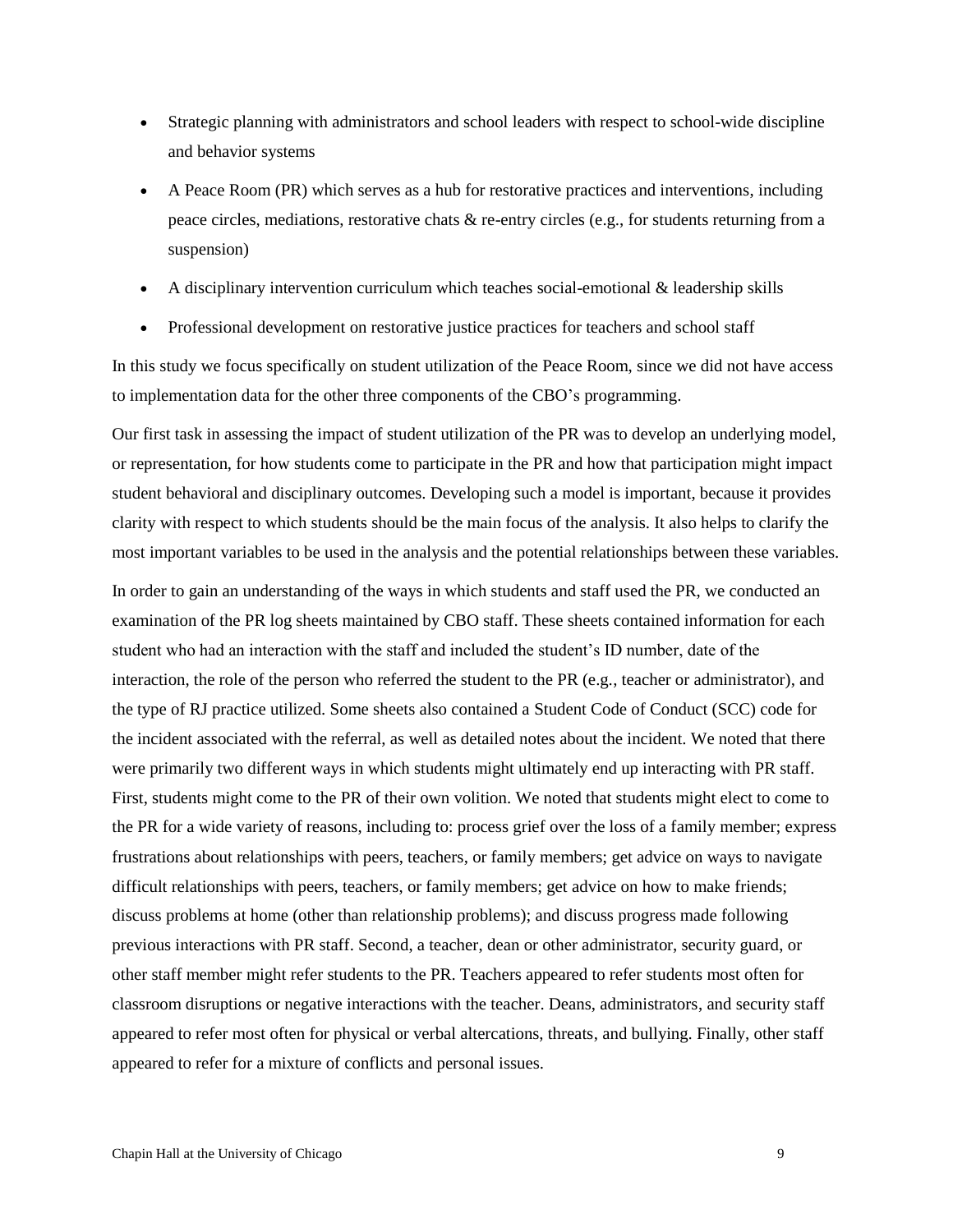- Strategic planning with administrators and school leaders with respect to school-wide discipline and behavior systems
- A Peace Room (PR) which serves as a hub for restorative practices and interventions, including peace circles, mediations, restorative chats & re-entry circles (e.g., for students returning from a suspension)
- A disciplinary intervention curriculum which teaches social-emotional & leadership skills
- Professional development on restorative justice practices for teachers and school staff

In this study we focus specifically on student utilization of the Peace Room, since we did not have access to implementation data for the other three components of the CBO's programming.

Our first task in assessing the impact of student utilization of the PR was to develop an underlying model, or representation, for how students come to participate in the PR and how that participation might impact student behavioral and disciplinary outcomes. Developing such a model is important, because it provides clarity with respect to which students should be the main focus of the analysis. It also helps to clarify the most important variables to be used in the analysis and the potential relationships between these variables.

In order to gain an understanding of the ways in which students and staff used the PR, we conducted an examination of the PR log sheets maintained by CBO staff. These sheets contained information for each student who had an interaction with the staff and included the student's ID number, date of the interaction, the role of the person who referred the student to the PR (e.g., teacher or administrator), and the type of RJ practice utilized. Some sheets also contained a Student Code of Conduct (SCC) code for the incident associated with the referral, as well as detailed notes about the incident. We noted that there were primarily two different ways in which students might ultimately end up interacting with PR staff. First, students might come to the PR of their own volition. We noted that students might elect to come to the PR for a wide variety of reasons, including to: process grief over the loss of a family member; express frustrations about relationships with peers, teachers, or family members; get advice on ways to navigate difficult relationships with peers, teachers, or family members; get advice on how to make friends; discuss problems at home (other than relationship problems); and discuss progress made following previous interactions with PR staff. Second, a teacher, dean or other administrator, security guard, or other staff member might refer students to the PR. Teachers appeared to refer students most often for classroom disruptions or negative interactions with the teacher. Deans, administrators, and security staff appeared to refer most often for physical or verbal altercations, threats, and bullying. Finally, other staff appeared to refer for a mixture of conflicts and personal issues.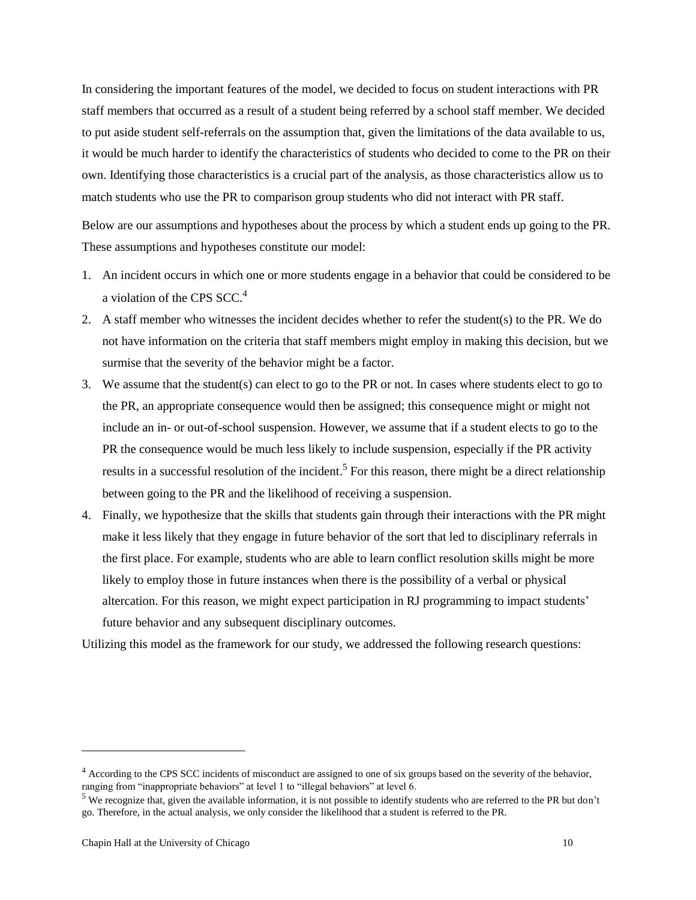In considering the important features of the model, we decided to focus on student interactions with PR staff members that occurred as a result of a student being referred by a school staff member. We decided to put aside student self-referrals on the assumption that, given the limitations of the data available to us, it would be much harder to identify the characteristics of students who decided to come to the PR on their own. Identifying those characteristics is a crucial part of the analysis, as those characteristics allow us to match students who use the PR to comparison group students who did not interact with PR staff.

Below are our assumptions and hypotheses about the process by which a student ends up going to the PR. These assumptions and hypotheses constitute our model:

1. An incident occurs in which one or more students engage in a behavior that could be considered to be a violation of the CPS SCC.[4]
2. A staff member who witnesses the incident decides whether to refer the student(s) to the PR. We do not have information on the criteria that staff members might employ in making this decision, but we surmise that the severity of the behavior might be a factor.
3. We assume that the student(s) can elect to go to the PR or not. In cases where students elect to go to the PR, an appropriate consequence would then be assigned; this consequence might or might not include an in- or out-of-school suspension. However, we assume that if a student elects to go to the PR the consequence would be much less likely to include suspension, especially if the PR activity results in a successful resolution of the incident.[5] For this reason, there might be a direct relationship between going to the PR and the likelihood of receiving a suspension.
4. Finally, we hypothesize that the skills that students gain through their interactions with the PR might make it less likely that they engage in future behavior of the sort that led to disciplinary referrals in the first place. For example, students who are able to learn conflict resolution skills might be more likely to employ those in future instances when there is the possibility of a verbal or physical altercation. For this reason, we might expect participation in RJ programming to impact students' future behavior and any subsequent disciplinary outcomes.

Utilizing this model as the framework for our study, we addressed the following research questions:

---

[4] According to the CPS SCC incidents of misconduct are assigned to one of six groups based on the severity of the behavior, ranging from "inappropriate behaviors" at level 1 to "illegal behaviors" at level 6.

[5] We recognize that, given the available information, it is not possible to identify students who are referred to the PR but don't go. Therefore, in the actual analysis, we only consider the likelihood that a student is referred to the PR.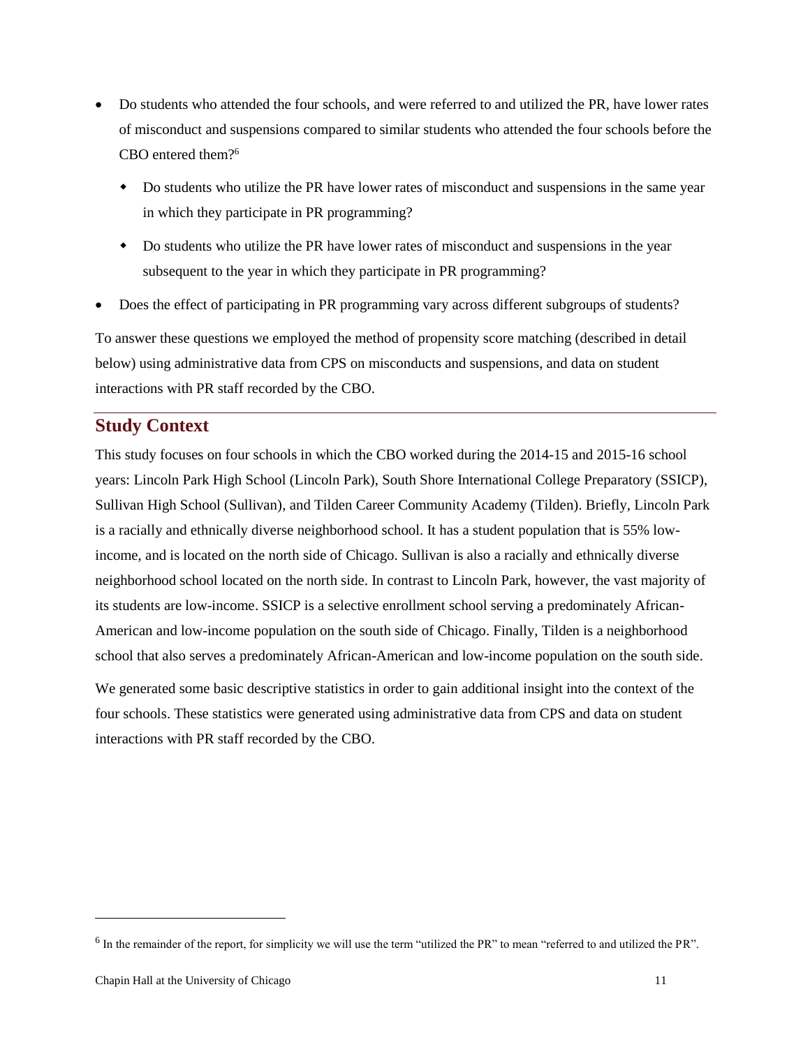- Do students who attended the four schools, and were referred to and utilized the PR, have lower rates of misconduct and suspensions compared to similar students who attended the four schools before the CBO entered them?[6]
    - Do students who utilize the PR have lower rates of misconduct and suspensions in the same year in which they participate in PR programming?
    - Do students who utilize the PR have lower rates of misconduct and suspensions in the year subsequent to the year in which they participate in PR programming?
- Does the effect of participating in PR programming vary across different subgroups of students?

To answer these questions we employed the method of propensity score matching (described in detail below) using administrative data from CPS on misconducts and suspensions, and data on student interactions with PR staff recorded by the CBO.

## Study Context

This study focuses on four schools in which the CBO worked during the 2014-15 and 2015-16 school years: Lincoln Park High School (Lincoln Park), South Shore International College Preparatory (SSICP), Sullivan High School (Sullivan), and Tilden Career Community Academy (Tilden). Briefly, Lincoln Park is a racially and ethnically diverse neighborhood school. It has a student population that is 55% low-income, and is located on the north side of Chicago. Sullivan is also a racially and ethnically diverse neighborhood school located on the north side. In contrast to Lincoln Park, however, the vast majority of its students are low-income. SSICP is a selective enrollment school serving a predominately African-American and low-income population on the south side of Chicago. Finally, Tilden is a neighborhood school that also serves a predominately African-American and low-income population on the south side.

We generated some basic descriptive statistics in order to gain additional insight into the context of the four schools. These statistics were generated using administrative data from CPS and data on student interactions with PR staff recorded by the CBO.

[6] In the remainder of the report, for simplicity we will use the term "utilized the PR" to mean "referred to and utilized the PR".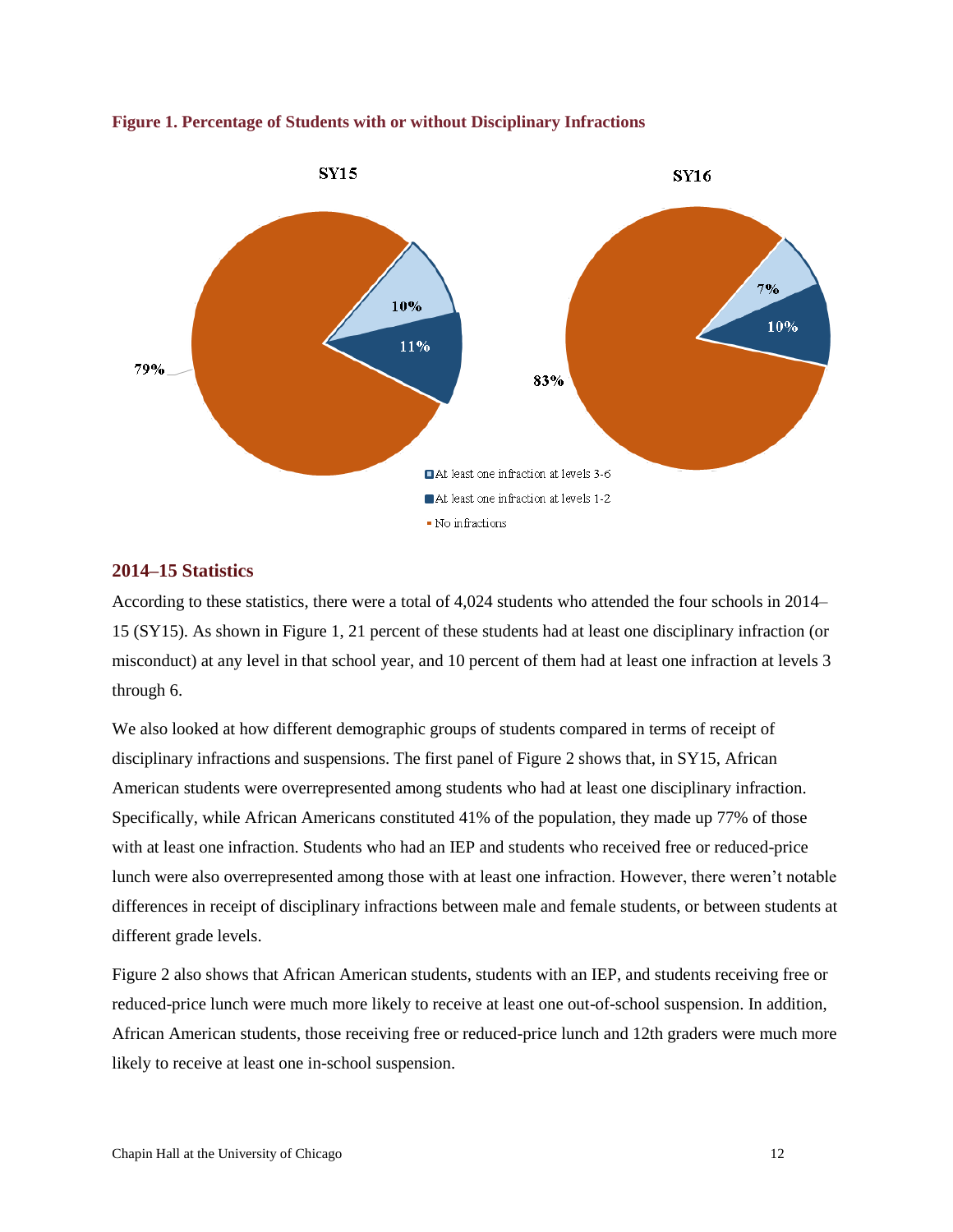**Figure 1. Percentage of Students with or without Disciplinary Infractions**

## 2014–15 Statistics

According to these statistics, there were a total of 4,024 students who attended the four schools in 2014–15 (SY15). As shown in Figure 1, 21 percent of these students had at least one disciplinary infraction (or misconduct) at any level in that school year, and 10 percent of them had at least one infraction at levels 3 through 6.

We also looked at how different demographic groups of students compared in terms of receipt of disciplinary infractions and suspensions. The first panel of Figure 2 shows that, in SY15, African American students were overrepresented among students who had at least one disciplinary infraction. Specifically, while African Americans constituted 41% of the population, they made up 77% of those with at least one infraction. Students who had an IEP and students who received free or reduced-price lunch were also overrepresented among those with at least one infraction. However, there weren't notable differences in receipt of disciplinary infractions between male and female students, or between students at different grade levels.

Figure 2 also shows that African American students, students with an IEP, and students receiving free or reduced-price lunch were much more likely to receive at least one out-of-school suspension. In addition, African American students, those receiving free or reduced-price lunch and 12th graders were much more likely to receive at least one in-school suspension.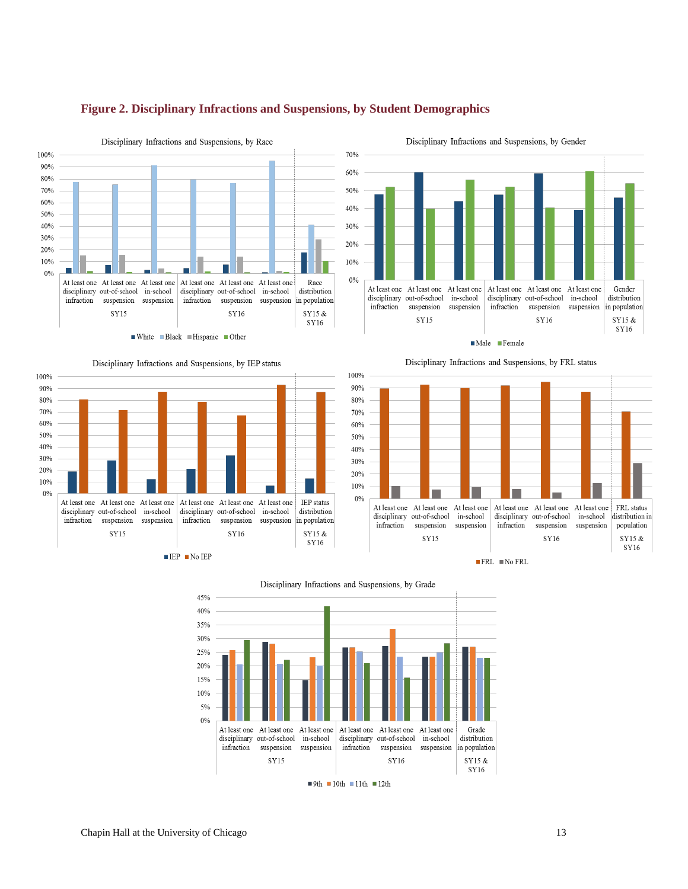## Figure 2. Disciplinary Infractions and Suspensions, by Student Demographics

Disciplinary Infractions and Suspensions, by Race

Disciplinary Infractions and Suspensions, by Gender

Disciplinary Infractions and Suspensions, by IEP status

Disciplinary Infractions and Suspensions, by FRL status

Disciplinary Infractions and Suspensions, by Grade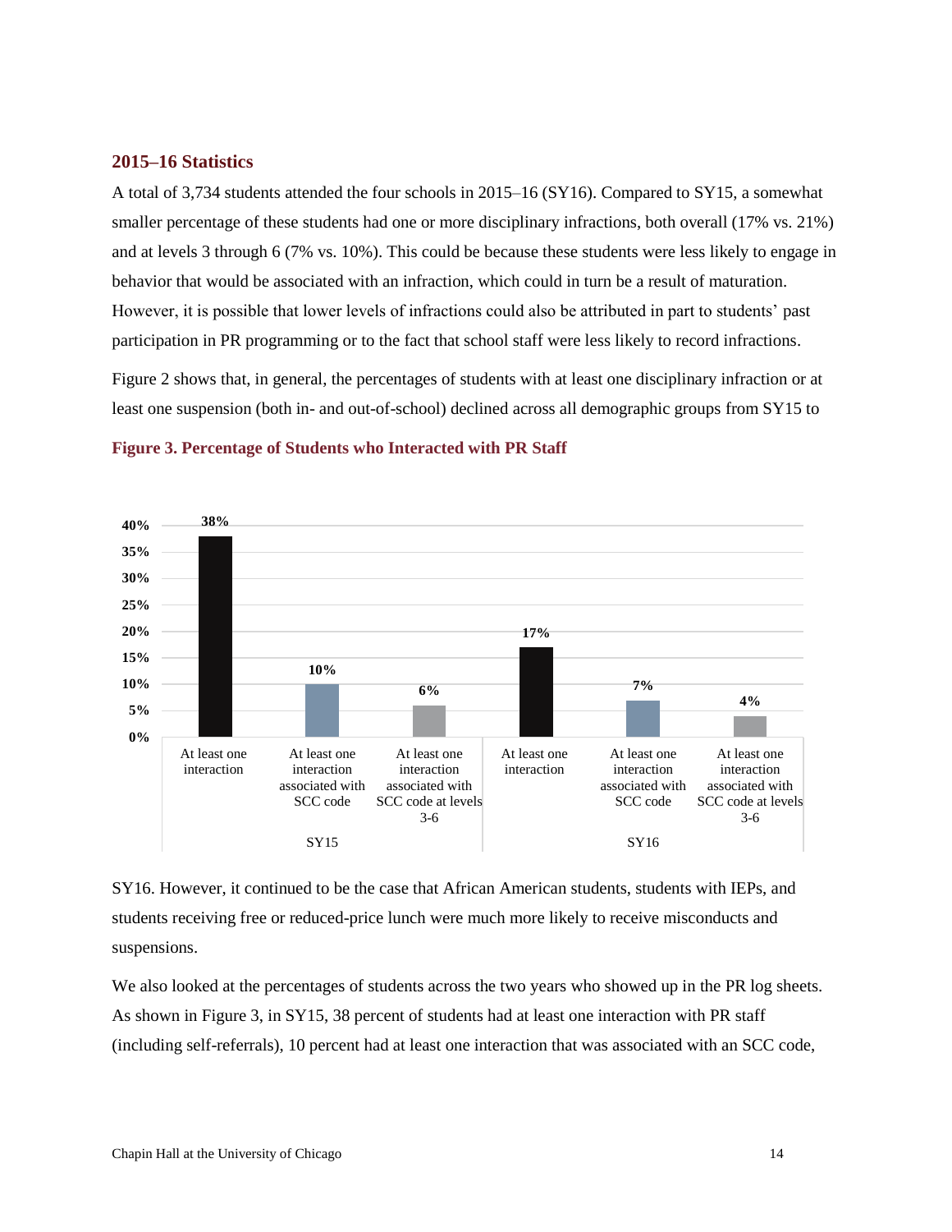### 2015–16 Statistics

A total of 3,734 students attended the four schools in 2015–16 (SY16). Compared to SY15, a somewhat smaller percentage of these students had one or more disciplinary infractions, both overall (17% vs. 21%) and at levels 3 through 6 (7% vs. 10%). This could be because these students were less likely to engage in behavior that would be associated with an infraction, which could in turn be a result of maturation. However, it is possible that lower levels of infractions could also be attributed in part to students' past participation in PR programming or to the fact that school staff were less likely to record infractions.

Figure 2 shows that, in general, the percentages of students with at least one disciplinary infraction or at least one suspension (both in- and out-of-school) declined across all demographic groups from SY15 to SY16. However, it continued to be the case that African American students, students with IEPs, and students receiving free or reduced-price lunch were much more likely to receive misconducts and suspensions.

**Figure 3. Percentage of Students who Interacted with PR Staff**

| | At least one interaction | At least one interaction associated with SCC code | At least one interaction associated with SCC code at levels 3-6 |
|---|---|---|---|
| SY15 | 38% | 10% | 6% |
| SY16 | 17% | 7% | 4% |

We also looked at the percentages of students across the two years who showed up in the PR log sheets. As shown in Figure 3, in SY15, 38 percent of students had at least one interaction with PR staff (including self-referrals), 10 percent had at least one interaction that was associated with an SCC code,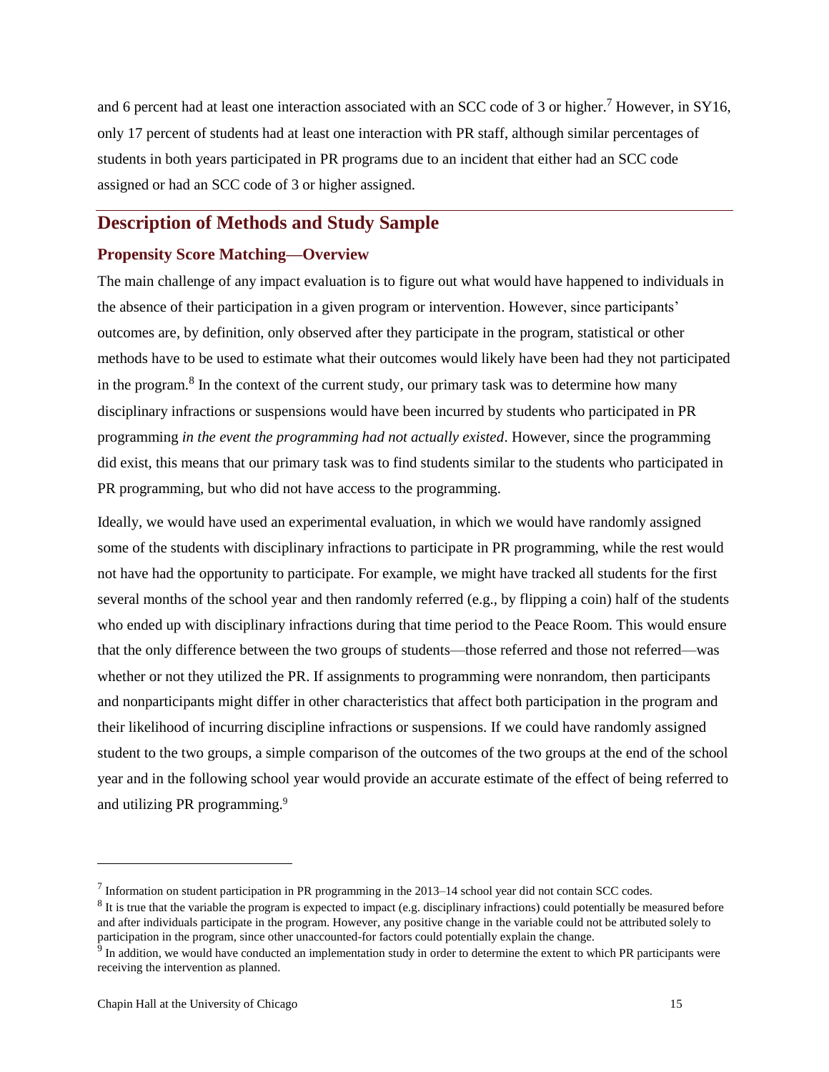and 6 percent had at least one interaction associated with an SCC code of 3 or higher.[7] However, in SY16, only 17 percent of students had at least one interaction with PR staff, although similar percentages of students in both years participated in PR programs due to an incident that either had an SCC code assigned or had an SCC code of 3 or higher assigned.

## Description of Methods and Study Sample

### Propensity Score Matching—Overview

The main challenge of any impact evaluation is to figure out what would have happened to individuals in the absence of their participation in a given program or intervention. However, since participants' outcomes are, by definition, only observed after they participate in the program, statistical or other methods have to be used to estimate what their outcomes would likely have been had they not participated in the program.[8] In the context of the current study, our primary task was to determine how many disciplinary infractions or suspensions would have been incurred by students who participated in PR programming *in the event the programming had not actually existed*. However, since the programming did exist, this means that our primary task was to find students similar to the students who participated in PR programming, but who did not have access to the programming.

Ideally, we would have used an experimental evaluation, in which we would have randomly assigned some of the students with disciplinary infractions to participate in PR programming, while the rest would not have had the opportunity to participate. For example, we might have tracked all students for the first several months of the school year and then randomly referred (e.g., by flipping a coin) half of the students who ended up with disciplinary infractions during that time period to the Peace Room. This would ensure that the only difference between the two groups of students—those referred and those not referred—was whether or not they utilized the PR. If assignments to programming were nonrandom, then participants and nonparticipants might differ in other characteristics that affect both participation in the program and their likelihood of incurring discipline infractions or suspensions. If we could have randomly assigned student to the two groups, a simple comparison of the outcomes of the two groups at the end of the school year and in the following school year would provide an accurate estimate of the effect of being referred to and utilizing PR programming.[9]

---

[7] Information on student participation in PR programming in the 2013–14 school year did not contain SCC codes.

[8] It is true that the variable the program is expected to impact (e.g. disciplinary infractions) could potentially be measured before and after individuals participate in the program. However, any positive change in the variable could not be attributed solely to participation in the program, since other unaccounted-for factors could potentially explain the change.

[9] In addition, we would have conducted an implementation study in order to determine the extent to which PR participants were receiving the intervention as planned.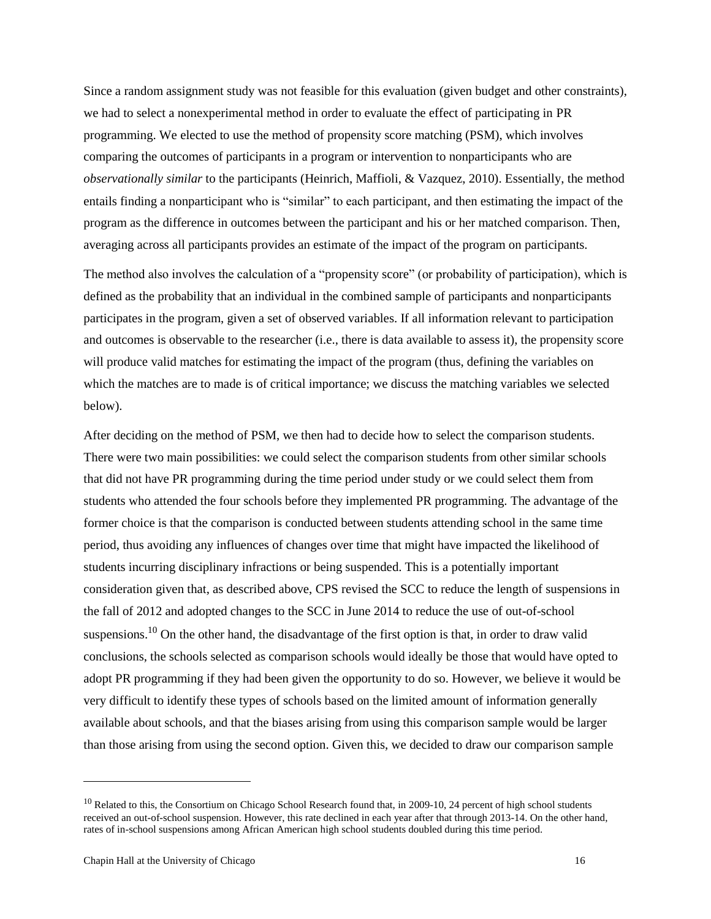Since a random assignment study was not feasible for this evaluation (given budget and other constraints), we had to select a nonexperimental method in order to evaluate the effect of participating in PR programming. We elected to use the method of propensity score matching (PSM), which involves comparing the outcomes of participants in a program or intervention to nonparticipants who are *observationally similar* to the participants (Heinrich, Maffioli, & Vazquez, 2010). Essentially, the method entails finding a nonparticipant who is "similar" to each participant, and then estimating the impact of the program as the difference in outcomes between the participant and his or her matched comparison. Then, averaging across all participants provides an estimate of the impact of the program on participants.

The method also involves the calculation of a "propensity score" (or probability of participation), which is defined as the probability that an individual in the combined sample of participants and nonparticipants participates in the program, given a set of observed variables. If all information relevant to participation and outcomes is observable to the researcher (i.e., there is data available to assess it), the propensity score will produce valid matches for estimating the impact of the program (thus, defining the variables on which the matches are to made is of critical importance; we discuss the matching variables we selected below).

After deciding on the method of PSM, we then had to decide how to select the comparison students. There were two main possibilities: we could select the comparison students from other similar schools that did not have PR programming during the time period under study or we could select them from students who attended the four schools before they implemented PR programming. The advantage of the former choice is that the comparison is conducted between students attending school in the same time period, thus avoiding any influences of changes over time that might have impacted the likelihood of students incurring disciplinary infractions or being suspended. This is a potentially important consideration given that, as described above, CPS revised the SCC to reduce the length of suspensions in the fall of 2012 and adopted changes to the SCC in June 2014 to reduce the use of out-of-school suspensions.[10] On the other hand, the disadvantage of the first option is that, in order to draw valid conclusions, the schools selected as comparison schools would ideally be those that would have opted to adopt PR programming if they had been given the opportunity to do so. However, we believe it would be very difficult to identify these types of schools based on the limited amount of information generally available about schools, and that the biases arising from using this comparison sample would be larger than those arising from using the second option. Given this, we decided to draw our comparison sample

---

[10] Related to this, the Consortium on Chicago School Research found that, in 2009-10, 24 percent of high school students received an out-of-school suspension. However, this rate declined in each year after that through 2013-14. On the other hand, rates of in-school suspensions among African American high school students doubled during this time period.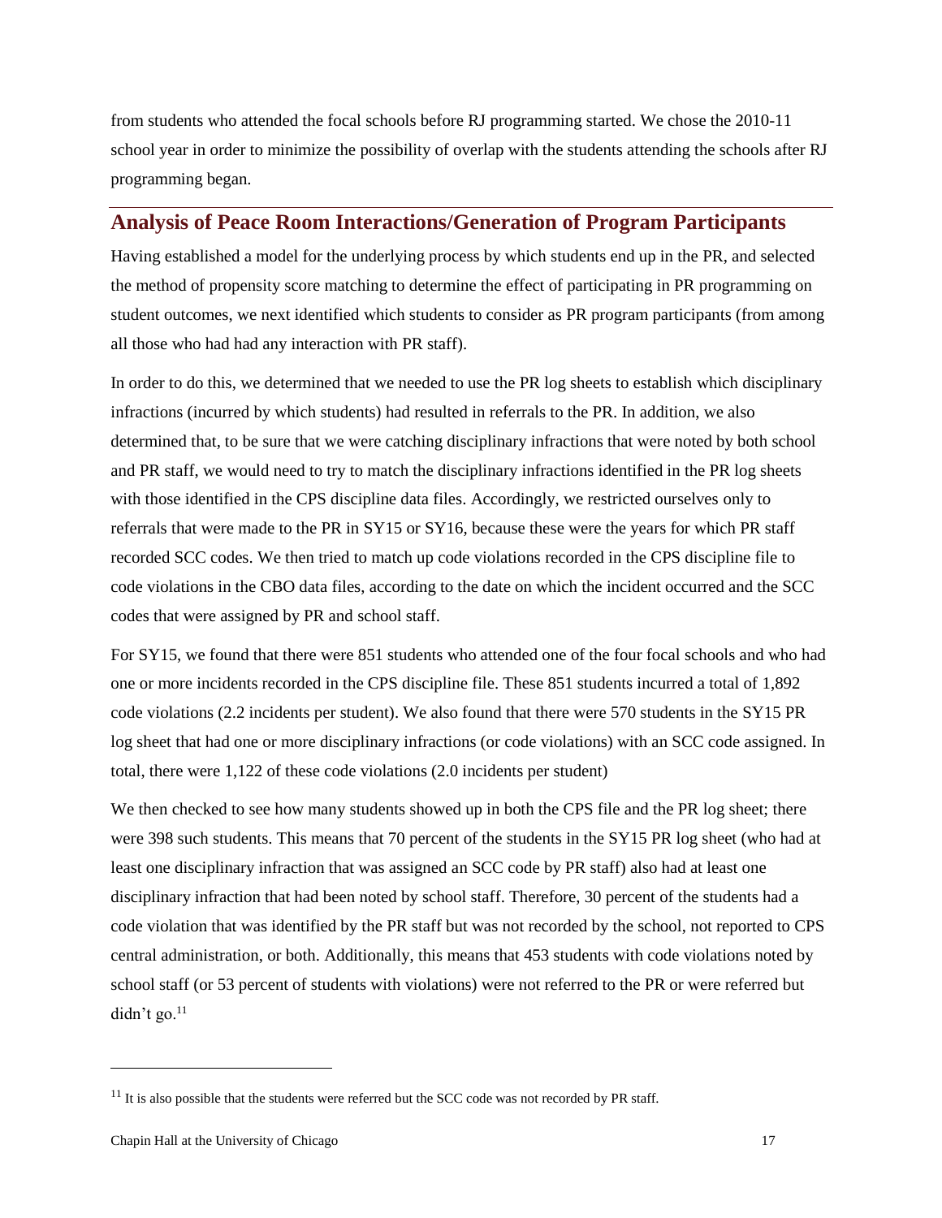from students who attended the focal schools before RJ programming started. We chose the 2010-11 school year in order to minimize the possibility of overlap with the students attending the schools after RJ programming began.

## Analysis of Peace Room Interactions/Generation of Program Participants

Having established a model for the underlying process by which students end up in the PR, and selected the method of propensity score matching to determine the effect of participating in PR programming on student outcomes, we next identified which students to consider as PR program participants (from among all those who had had any interaction with PR staff).

In order to do this, we determined that we needed to use the PR log sheets to establish which disciplinary infractions (incurred by which students) had resulted in referrals to the PR. In addition, we also determined that, to be sure that we were catching disciplinary infractions that were noted by both school and PR staff, we would need to try to match the disciplinary infractions identified in the PR log sheets with those identified in the CPS discipline data files. Accordingly, we restricted ourselves only to referrals that were made to the PR in SY15 or SY16, because these were the years for which PR staff recorded SCC codes. We then tried to match up code violations recorded in the CPS discipline file to code violations in the CBO data files, according to the date on which the incident occurred and the SCC codes that were assigned by PR and school staff.

For SY15, we found that there were 851 students who attended one of the four focal schools and who had one or more incidents recorded in the CPS discipline file. These 851 students incurred a total of 1,892 code violations (2.2 incidents per student). We also found that there were 570 students in the SY15 PR log sheet that had one or more disciplinary infractions (or code violations) with an SCC code assigned. In total, there were 1,122 of these code violations (2.0 incidents per student)

We then checked to see how many students showed up in both the CPS file and the PR log sheet; there were 398 such students. This means that 70 percent of the students in the SY15 PR log sheet (who had at least one disciplinary infraction that was assigned an SCC code by PR staff) also had at least one disciplinary infraction that had been noted by school staff. Therefore, 30 percent of the students had a code violation that was identified by the PR staff but was not recorded by the school, not reported to CPS central administration, or both. Additionally, this means that 453 students with code violations noted by school staff (or 53 percent of students with violations) were not referred to the PR or were referred but didn't go.[11]

[11] It is also possible that the students were referred but the SCC code was not recorded by PR staff.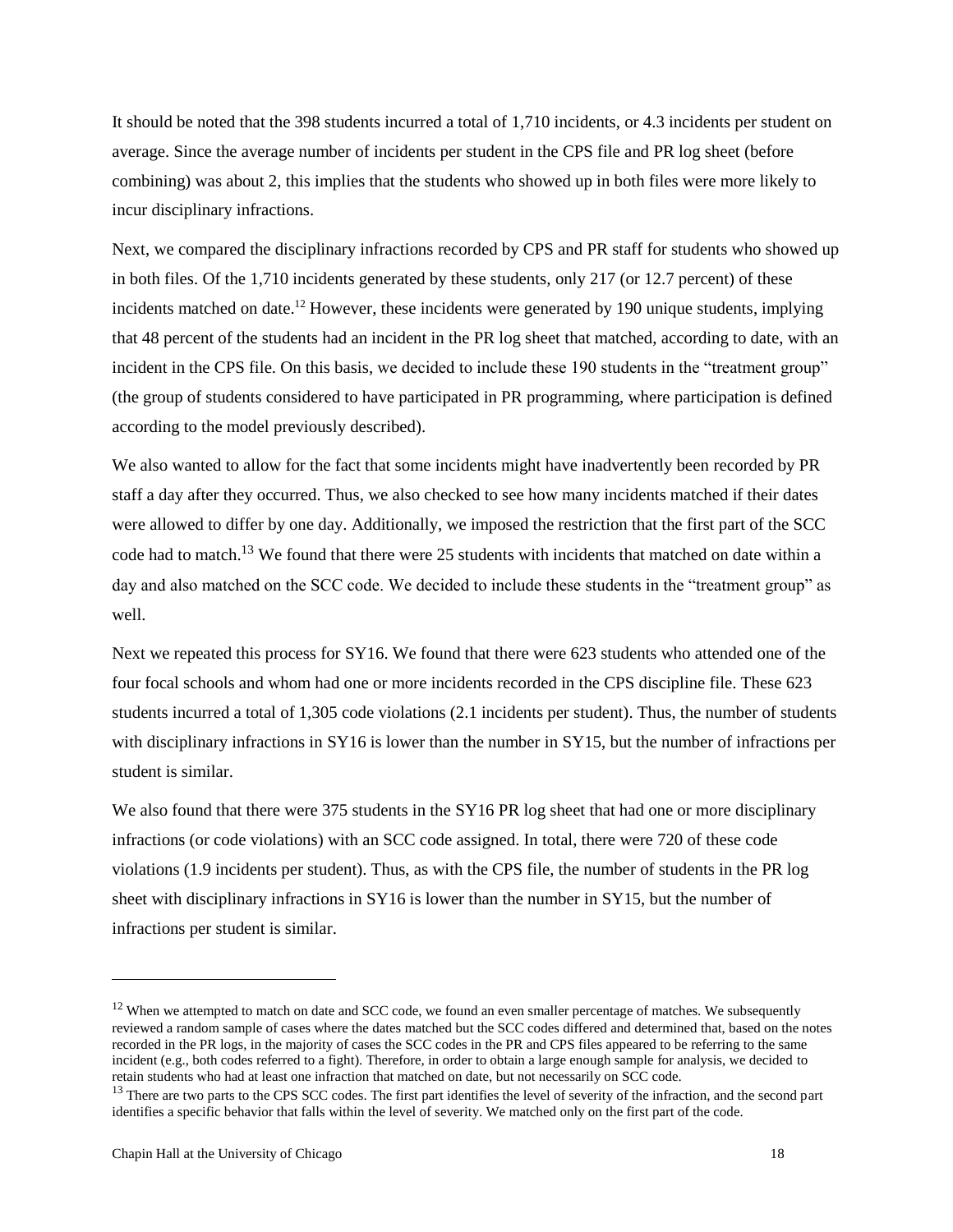It should be noted that the 398 students incurred a total of 1,710 incidents, or 4.3 incidents per student on average. Since the average number of incidents per student in the CPS file and PR log sheet (before combining) was about 2, this implies that the students who showed up in both files were more likely to incur disciplinary infractions.

Next, we compared the disciplinary infractions recorded by CPS and PR staff for students who showed up in both files. Of the 1,710 incidents generated by these students, only 217 (or 12.7 percent) of these incidents matched on date.[12] However, these incidents were generated by 190 unique students, implying that 48 percent of the students had an incident in the PR log sheet that matched, according to date, with an incident in the CPS file. On this basis, we decided to include these 190 students in the "treatment group" (the group of students considered to have participated in PR programming, where participation is defined according to the model previously described).

We also wanted to allow for the fact that some incidents might have inadvertently been recorded by PR staff a day after they occurred. Thus, we also checked to see how many incidents matched if their dates were allowed to differ by one day. Additionally, we imposed the restriction that the first part of the SCC code had to match.[13] We found that there were 25 students with incidents that matched on date within a day and also matched on the SCC code. We decided to include these students in the "treatment group" as well.

Next we repeated this process for SY16. We found that there were 623 students who attended one of the four focal schools and whom had one or more incidents recorded in the CPS discipline file. These 623 students incurred a total of 1,305 code violations (2.1 incidents per student). Thus, the number of students with disciplinary infractions in SY16 is lower than the number in SY15, but the number of infractions per student is similar.

We also found that there were 375 students in the SY16 PR log sheet that had one or more disciplinary infractions (or code violations) with an SCC code assigned. In total, there were 720 of these code violations (1.9 incidents per student). Thus, as with the CPS file, the number of students in the PR log sheet with disciplinary infractions in SY16 is lower than the number in SY15, but the number of infractions per student is similar.

---

[12] When we attempted to match on date and SCC code, we found an even smaller percentage of matches. We subsequently reviewed a random sample of cases where the dates matched but the SCC codes differed and determined that, based on the notes recorded in the PR logs, in the majority of cases the SCC codes in the PR and CPS files appeared to be referring to the same incident (e.g., both codes referred to a fight). Therefore, in order to obtain a large enough sample for analysis, we decided to retain students who had at least one infraction that matched on date, but not necessarily on SCC code.

[13] There are two parts to the CPS SCC codes. The first part identifies the level of severity of the infraction, and the second part identifies a specific behavior that falls within the level of severity. We matched only on the first part of the code.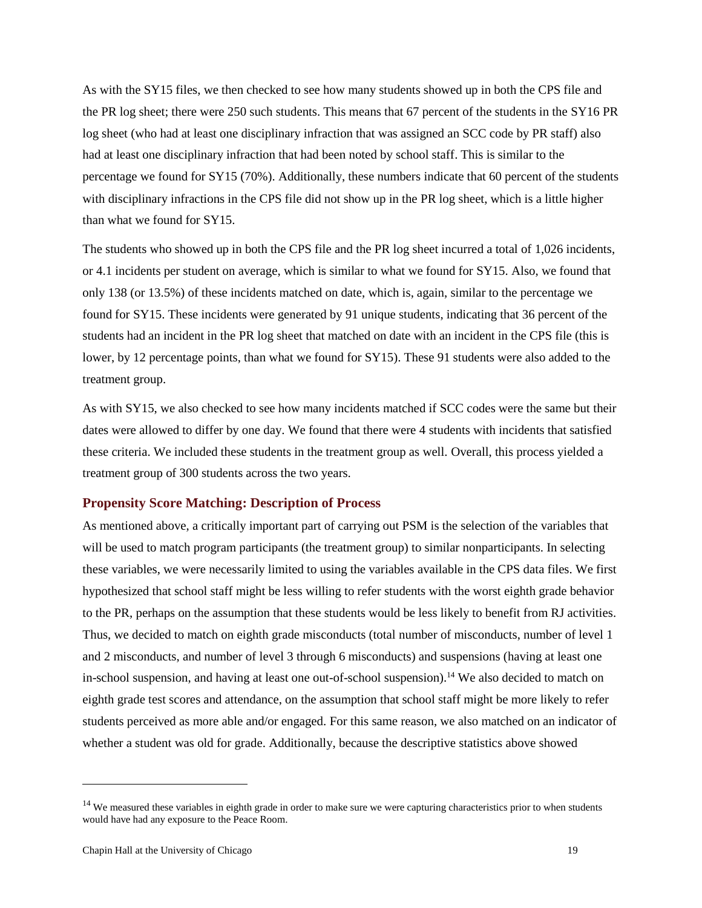As with the SY15 files, we then checked to see how many students showed up in both the CPS file and the PR log sheet; there were 250 such students. This means that 67 percent of the students in the SY16 PR log sheet (who had at least one disciplinary infraction that was assigned an SCC code by PR staff) also had at least one disciplinary infraction that had been noted by school staff. This is similar to the percentage we found for SY15 (70%). Additionally, these numbers indicate that 60 percent of the students with disciplinary infractions in the CPS file did not show up in the PR log sheet, which is a little higher than what we found for SY15.

The students who showed up in both the CPS file and the PR log sheet incurred a total of 1,026 incidents, or 4.1 incidents per student on average, which is similar to what we found for SY15. Also, we found that only 138 (or 13.5%) of these incidents matched on date, which is, again, similar to the percentage we found for SY15. These incidents were generated by 91 unique students, indicating that 36 percent of the students had an incident in the PR log sheet that matched on date with an incident in the CPS file (this is lower, by 12 percentage points, than what we found for SY15). These 91 students were also added to the treatment group.

As with SY15, we also checked to see how many incidents matched if SCC codes were the same but their dates were allowed to differ by one day. We found that there were 4 students with incidents that satisfied these criteria. We included these students in the treatment group as well. Overall, this process yielded a treatment group of 300 students across the two years.

### Propensity Score Matching: Description of Process

As mentioned above, a critically important part of carrying out PSM is the selection of the variables that will be used to match program participants (the treatment group) to similar nonparticipants. In selecting these variables, we were necessarily limited to using the variables available in the CPS data files. We first hypothesized that school staff might be less willing to refer students with the worst eighth grade behavior to the PR, perhaps on the assumption that these students would be less likely to benefit from RJ activities. Thus, we decided to match on eighth grade misconducts (total number of misconducts, number of level 1 and 2 misconducts, and number of level 3 through 6 misconducts) and suspensions (having at least one in-school suspension, and having at least one out-of-school suspension).[14] We also decided to match on eighth grade test scores and attendance, on the assumption that school staff might be more likely to refer students perceived as more able and/or engaged. For this same reason, we also matched on an indicator of whether a student was old for grade. Additionally, because the descriptive statistics above showed

[14] We measured these variables in eighth grade in order to make sure we were capturing characteristics prior to when students would have had any exposure to the Peace Room.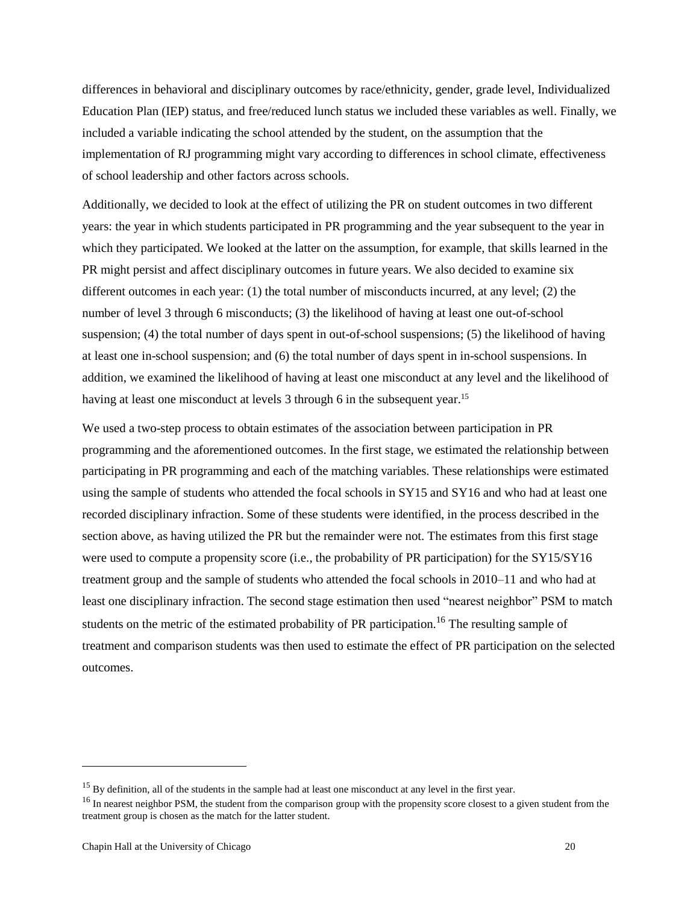differences in behavioral and disciplinary outcomes by race/ethnicity, gender, grade level, Individualized Education Plan (IEP) status, and free/reduced lunch status we included these variables as well. Finally, we included a variable indicating the school attended by the student, on the assumption that the implementation of RJ programming might vary according to differences in school climate, effectiveness of school leadership and other factors across schools.

Additionally, we decided to look at the effect of utilizing the PR on student outcomes in two different years: the year in which students participated in PR programming and the year subsequent to the year in which they participated. We looked at the latter on the assumption, for example, that skills learned in the PR might persist and affect disciplinary outcomes in future years. We also decided to examine six different outcomes in each year: (1) the total number of misconducts incurred, at any level; (2) the number of level 3 through 6 misconducts; (3) the likelihood of having at least one out-of-school suspension; (4) the total number of days spent in out-of-school suspensions; (5) the likelihood of having at least one in-school suspension; and (6) the total number of days spent in in-school suspensions. In addition, we examined the likelihood of having at least one misconduct at any level and the likelihood of having at least one misconduct at levels 3 through 6 in the subsequent year.[15]

We used a two-step process to obtain estimates of the association between participation in PR programming and the aforementioned outcomes. In the first stage, we estimated the relationship between participating in PR programming and each of the matching variables. These relationships were estimated using the sample of students who attended the focal schools in SY15 and SY16 and who had at least one recorded disciplinary infraction. Some of these students were identified, in the process described in the section above, as having utilized the PR but the remainder were not. The estimates from this first stage were used to compute a propensity score (i.e., the probability of PR participation) for the SY15/SY16 treatment group and the sample of students who attended the focal schools in 2010–11 and who had at least one disciplinary infraction. The second stage estimation then used "nearest neighbor" PSM to match students on the metric of the estimated probability of PR participation.[16] The resulting sample of treatment and comparison students was then used to estimate the effect of PR participation on the selected outcomes.

[15] By definition, all of the students in the sample had at least one misconduct at any level in the first year.

[16] In nearest neighbor PSM, the student from the comparison group with the propensity score closest to a given student from the treatment group is chosen as the match for the latter student.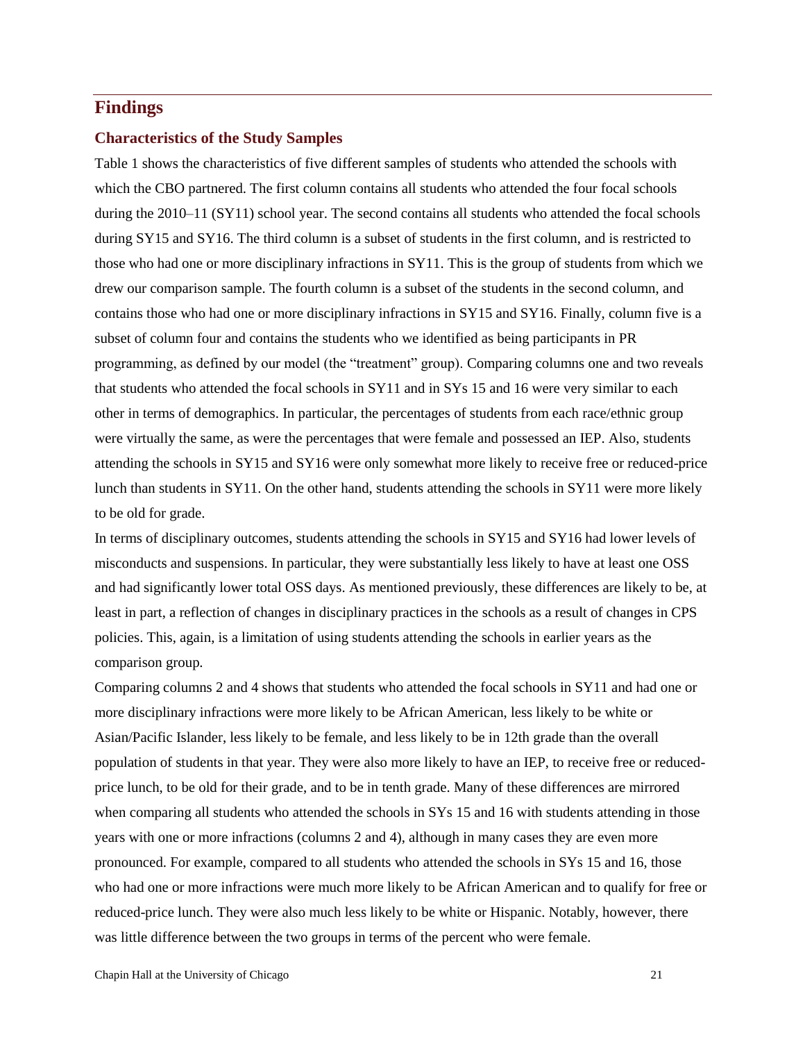## Findings

### Characteristics of the Study Samples

Table 1 shows the characteristics of five different samples of students who attended the schools with which the CBO partnered. The first column contains all students who attended the four focal schools during the 2010–11 (SY11) school year. The second contains all students who attended the focal schools during SY15 and SY16. The third column is a subset of students in the first column, and is restricted to those who had one or more disciplinary infractions in SY11. This is the group of students from which we drew our comparison sample. The fourth column is a subset of the students in the second column, and contains those who had one or more disciplinary infractions in SY15 and SY16. Finally, column five is a subset of column four and contains the students who we identified as being participants in PR programming, as defined by our model (the "treatment" group). Comparing columns one and two reveals that students who attended the focal schools in SY11 and in SYs 15 and 16 were very similar to each other in terms of demographics. In particular, the percentages of students from each race/ethnic group were virtually the same, as were the percentages that were female and possessed an IEP. Also, students attending the schools in SY15 and SY16 were only somewhat more likely to receive free or reduced-price lunch than students in SY11. On the other hand, students attending the schools in SY11 were more likely to be old for grade.

In terms of disciplinary outcomes, students attending the schools in SY15 and SY16 had lower levels of misconducts and suspensions. In particular, they were substantially less likely to have at least one OSS and had significantly lower total OSS days. As mentioned previously, these differences are likely to be, at least in part, a reflection of changes in disciplinary practices in the schools as a result of changes in CPS policies. This, again, is a limitation of using students attending the schools in earlier years as the comparison group.

Comparing columns 2 and 4 shows that students who attended the focal schools in SY11 and had one or more disciplinary infractions were more likely to be African American, less likely to be white or Asian/Pacific Islander, less likely to be female, and less likely to be in 12th grade than the overall population of students in that year. They were also more likely to have an IEP, to receive free or reduced-price lunch, to be old for their grade, and to be in tenth grade. Many of these differences are mirrored when comparing all students who attended the schools in SYs 15 and 16 with students attending in those years with one or more infractions (columns 2 and 4), although in many cases they are even more pronounced. For example, compared to all students who attended the schools in SYs 15 and 16, those who had one or more infractions were much more likely to be African American and to qualify for free or reduced-price lunch. They were also much less likely to be white or Hispanic. Notably, however, there was little difference between the two groups in terms of the percent who were female.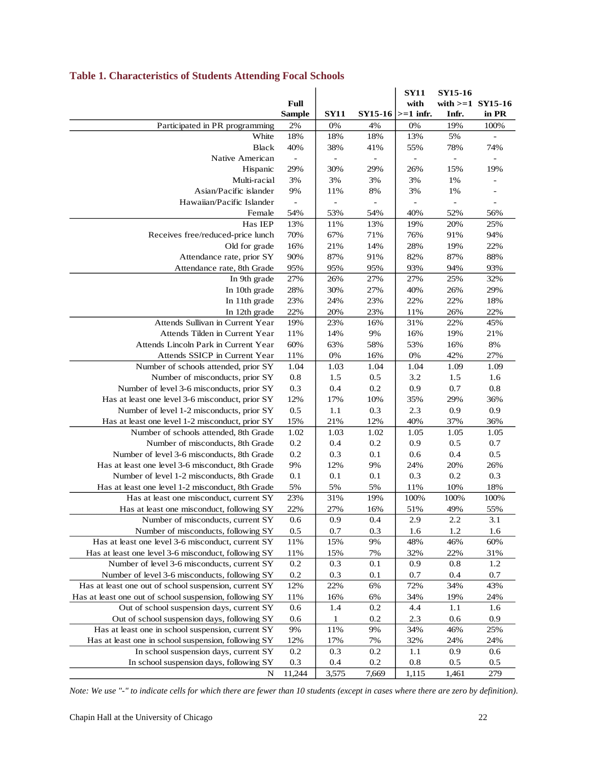## Table 1. Characteristics of Students Attending Focal Schools

| | Full Sample | SY11 | SY15-16 | SY11 with >=1 infr. | SY15-16 with >=1 Infr. | SY15-16 in PR |
|---|---|---|---|---|---|---|
| Participated in PR programming | 2% | 0% | 4% | 0% | 19% | 100% |
| White | 18% | 18% | 18% | 13% | 5% | - |
| Black | 40% | 38% | 41% | 55% | 78% | 74% |
| Native American | - | - | - | - | - | - |
| Hispanic | 29% | 30% | 29% | 26% | 15% | 19% |
| Multi-racial | 3% | 3% | 3% | 3% | 1% | - |
| Asian/Pacific islander | 9% | 11% | 8% | 3% | 1% | - |
| Hawaiian/Pacific Islander | - | - | - | - | - | - |
| Female | 54% | 53% | 54% | 40% | 52% | 56% |
| Has IEP | 13% | 11% | 13% | 19% | 20% | 25% |
| Receives free/reduced-price lunch | 70% | 67% | 71% | 76% | 91% | 94% |
| Old for grade | 16% | 21% | 14% | 28% | 19% | 22% |
| Attendance rate, prior SY | 90% | 87% | 91% | 82% | 87% | 88% |
| Attendance rate, 8th Grade | 95% | 95% | 95% | 93% | 94% | 93% |
| In 9th grade | 27% | 26% | 27% | 27% | 25% | 32% |
| In 10th grade | 28% | 30% | 27% | 40% | 26% | 29% |
| In 11th grade | 23% | 24% | 23% | 22% | 22% | 18% |
| In 12th grade | 22% | 20% | 23% | 11% | 26% | 22% |
| Attends Sullivan in Current Year | 19% | 23% | 16% | 31% | 22% | 45% |
| Attends Tilden in Current Year | 11% | 14% | 9% | 16% | 19% | 21% |
| Attends Lincoln Park in Current Year | 60% | 63% | 58% | 53% | 16% | 8% |
| Attends SSICP in Current Year | 11% | 0% | 16% | 0% | 42% | 27% |
| Number of schools attended, prior SY | 1.04 | 1.03 | 1.04 | 1.04 | 1.09 | 1.09 |
| Number of misconducts, prior SY | 0.8 | 1.5 | 0.5 | 3.2 | 1.5 | 1.6 |
| Number of level 3-6 misconducts, prior SY | 0.3 | 0.4 | 0.2 | 0.9 | 0.7 | 0.8 |
| Has at least one level 3-6 misconduct, prior SY | 12% | 17% | 10% | 35% | 29% | 36% |
| Number of level 1-2 misconducts, prior SY | 0.5 | 1.1 | 0.3 | 2.3 | 0.9 | 0.9 |
| Has at least one level 1-2 misconduct, prior SY | 15% | 21% | 12% | 40% | 37% | 36% |
| Number of schools attended, 8th Grade | 1.02 | 1.03 | 1.02 | 1.05 | 1.05 | 1.05 |
| Number of misconducts, 8th Grade | 0.2 | 0.4 | 0.2 | 0.9 | 0.5 | 0.7 |
| Number of level 3-6 misconducts, 8th Grade | 0.2 | 0.3 | 0.1 | 0.6 | 0.4 | 0.5 |
| Has at least one level 3-6 misconduct, 8th Grade | 9% | 12% | 9% | 24% | 20% | 26% |
| Number of level 1-2 misconducts, 8th Grade | 0.1 | 0.1 | 0.1 | 0.3 | 0.2 | 0.3 |
| Has at least one level 1-2 misconduct, 8th Grade | 5% | 5% | 5% | 11% | 10% | 18% |
| Has at least one misconduct, current SY | 23% | 31% | 19% | 100% | 100% | 100% |
| Has at least one misconduct, following SY | 22% | 27% | 16% | 51% | 49% | 55% |
| Number of misconducts, current SY | 0.6 | 0.9 | 0.4 | 2.9 | 2.2 | 3.1 |
| Number of misconducts, following SY | 0.5 | 0.7 | 0.3 | 1.6 | 1.2 | 1.6 |
| Has at least one level 3-6 misconduct, current SY | 11% | 15% | 9% | 48% | 46% | 60% |
| Has at least one level 3-6 misconduct, following SY | 11% | 15% | 7% | 32% | 22% | 31% |
| Number of level 3-6 misconducts, current SY | 0.2 | 0.3 | 0.1 | 0.9 | 0.8 | 1.2 |
| Number of level 3-6 misconducts, following SY | 0.2 | 0.3 | 0.1 | 0.7 | 0.4 | 0.7 |
| Has at least one out of school suspension, current SY | 12% | 22% | 6% | 72% | 34% | 43% |
| Has at least one out of school suspension, following SY | 11% | 16% | 6% | 34% | 19% | 24% |
| Out of school suspension days, current SY | 0.6 | 1.4 | 0.2 | 4.4 | 1.1 | 1.6 |
| Out of school suspension days, following SY | 0.6 | 1 | 0.2 | 2.3 | 0.6 | 0.9 |
| Has at least one in school suspension, current SY | 9% | 11% | 9% | 34% | 46% | 25% |
| Has at least one in school suspension, following SY | 12% | 17% | 7% | 32% | 24% | 24% |
| In school suspension days, current SY | 0.2 | 0.3 | 0.2 | 1.1 | 0.9 | 0.6 |
| In school suspension days, following SY | 0.3 | 0.4 | 0.2 | 0.8 | 0.5 | 0.5 |
| N | 11,244 | 3,575 | 7,669 | 1,115 | 1,461 | 279 |

*Note: We use "-" to indicate cells for which there are fewer than 10 students (except in cases where there are zero by definition).*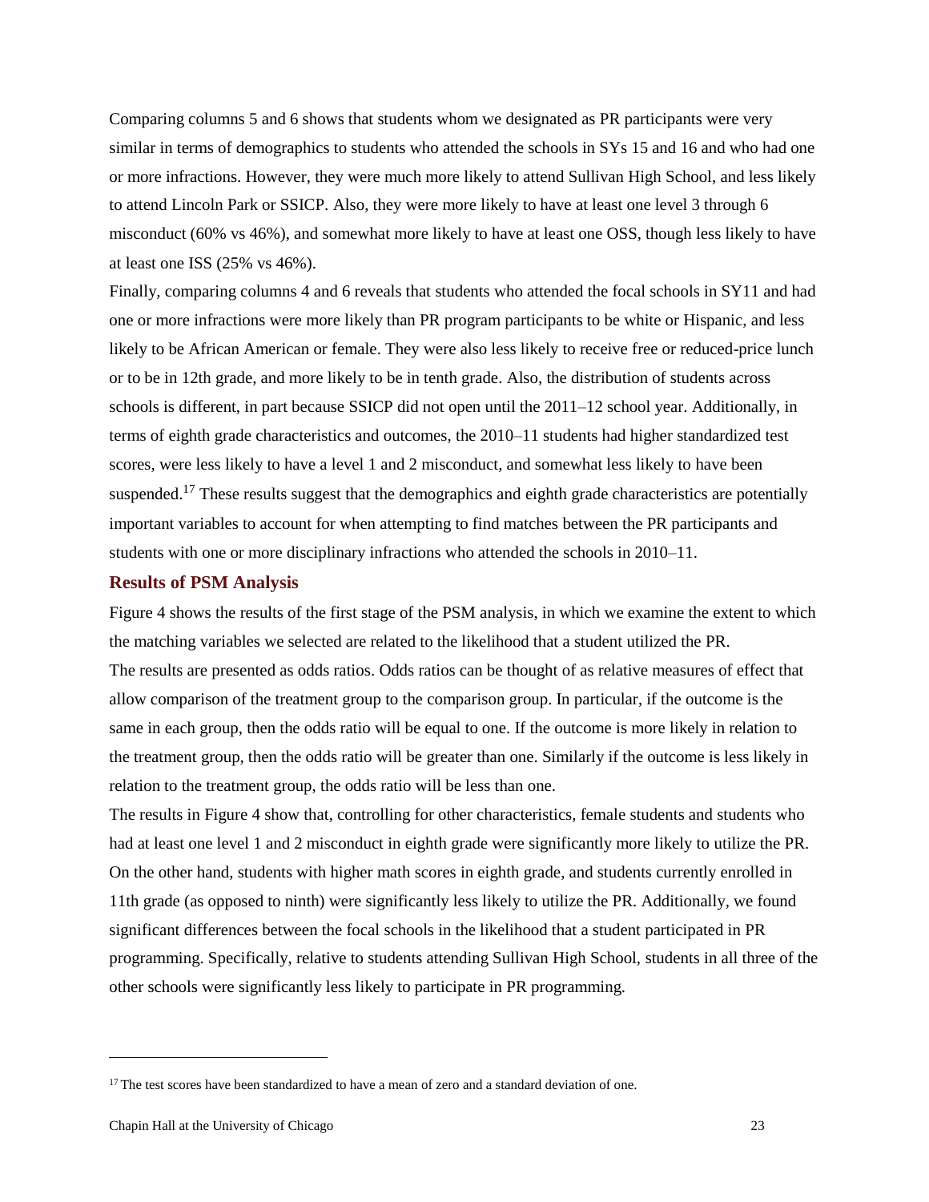Comparing columns 5 and 6 shows that students whom we designated as PR participants were very similar in terms of demographics to students who attended the schools in SYs 15 and 16 and who had one or more infractions. However, they were much more likely to attend Sullivan High School, and less likely to attend Lincoln Park or SSICP. Also, they were more likely to have at least one level 3 through 6 misconduct (60% vs 46%), and somewhat more likely to have at least one OSS, though less likely to have at least one ISS (25% vs 46%).

Finally, comparing columns 4 and 6 reveals that students who attended the focal schools in SY11 and had one or more infractions were more likely than PR program participants to be white or Hispanic, and less likely to be African American or female. They were also less likely to receive free or reduced-price lunch or to be in 12th grade, and more likely to be in tenth grade. Also, the distribution of students across schools is different, in part because SSICP did not open until the 2011–12 school year. Additionally, in terms of eighth grade characteristics and outcomes, the 2010–11 students had higher standardized test scores, were less likely to have a level 1 and 2 misconduct, and somewhat less likely to have been suspended.[17] These results suggest that the demographics and eighth grade characteristics are potentially important variables to account for when attempting to find matches between the PR participants and students with one or more disciplinary infractions who attended the schools in 2010–11.

### Results of PSM Analysis

Figure 4 shows the results of the first stage of the PSM analysis, in which we examine the extent to which the matching variables we selected are related to the likelihood that a student utilized the PR.

The results are presented as odds ratios. Odds ratios can be thought of as relative measures of effect that allow comparison of the treatment group to the comparison group. In particular, if the outcome is the same in each group, then the odds ratio will be equal to one. If the outcome is more likely in relation to the treatment group, then the odds ratio will be greater than one. Similarly if the outcome is less likely in relation to the treatment group, the odds ratio will be less than one.

The results in Figure 4 show that, controlling for other characteristics, female students and students who had at least one level 1 and 2 misconduct in eighth grade were significantly more likely to utilize the PR. On the other hand, students with higher math scores in eighth grade, and students currently enrolled in 11th grade (as opposed to ninth) were significantly less likely to utilize the PR. Additionally, we found significant differences between the focal schools in the likelihood that a student participated in PR programming. Specifically, relative to students attending Sullivan High School, students in all three of the other schools were significantly less likely to participate in PR programming.

---

[17] The test scores have been standardized to have a mean of zero and a standard deviation of one.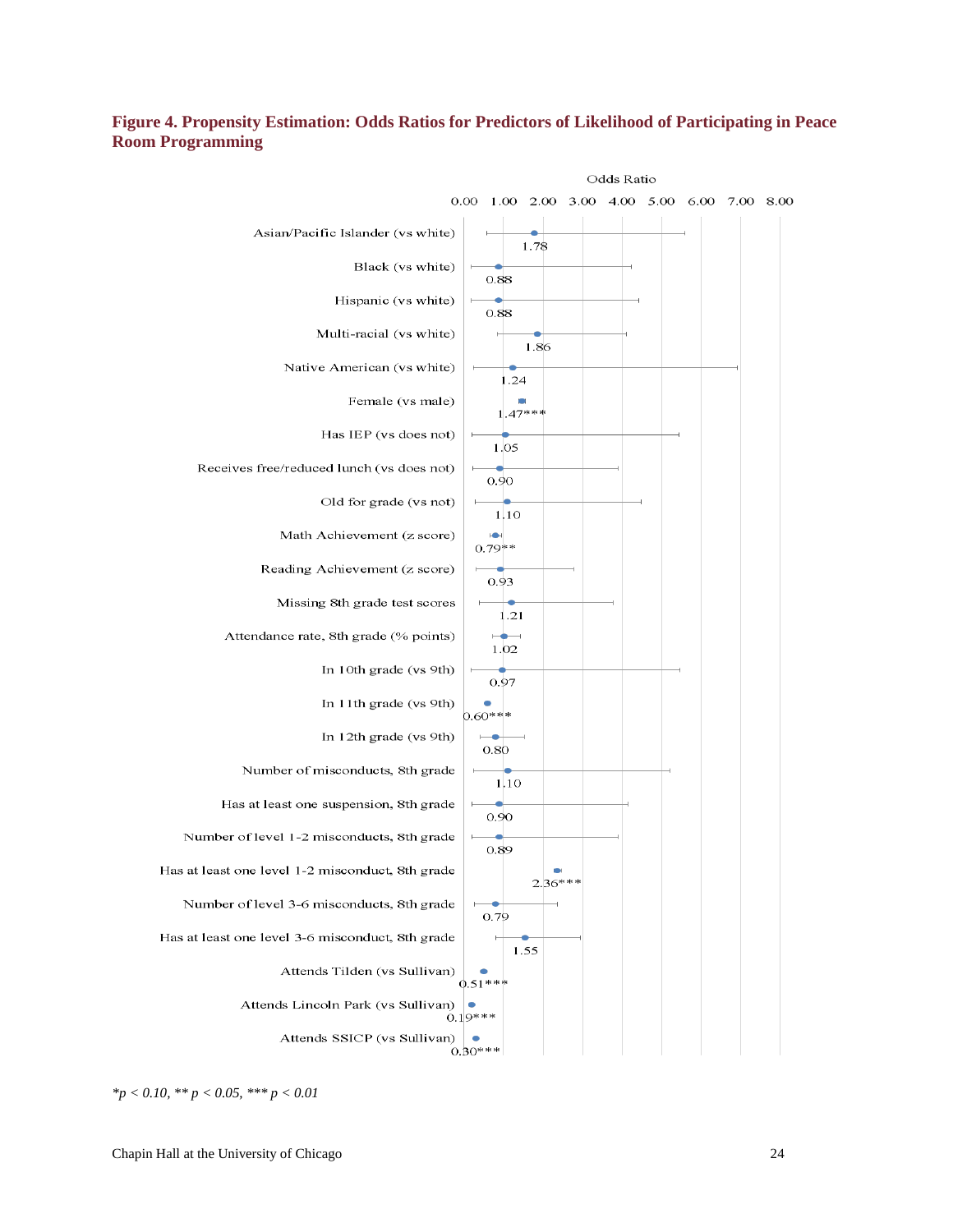**Figure 4. Propensity Estimation: Odds Ratios for Predictors of Likelihood of Participating in Peace Room Programming**

| Predictor | Odds Ratio |
|---|---|
| Asian/Pacific Islander (vs white) | 1.78 |
| Black (vs white) | 0.88 |
| Hispanic (vs white) | 0.88 |
| Multi-racial (vs white) | 1.86 |
| Native American (vs white) | 1.24 |
| Female (vs male) | 1.47*** |
| Has IEP (vs does not) | 1.05 |
| Receives free/reduced lunch (vs does not) | 0.90 |
| Old for grade (vs not) | 1.10 |
| Math Achievement (z score) | 0.79** |
| Reading Achievement (z score) | 0.93 |
| Missing 8th grade test scores | 1.21 |
| Attendance rate, 8th grade (% points) | 1.02 |
| In 10th grade (vs 9th) | 0.97 |
| In 11th grade (vs 9th) | 0.60*** |
| In 12th grade (vs 9th) | 0.80 |
| Number of misconducts, 8th grade | 1.10 |
| Has at least one suspension, 8th grade | 0.90 |
| Number of level 1-2 misconducts, 8th grade | 0.89 |
| Has at least one level 1-2 misconduct, 8th grade | 2.36*** |
| Number of level 3-6 misconducts, 8th grade | 0.79 |
| Has at least one level 3-6 misconduct, 8th grade | 1.55 |
| Attends Tilden (vs Sullivan) | 0.51*** |
| Attends Lincoln Park (vs Sullivan) | 0.19*** |
| Attends SSICP (vs Sullivan) | 0.30*** |

*$*p < 0.10$, $** p < 0.05$, $*** p < 0.01$*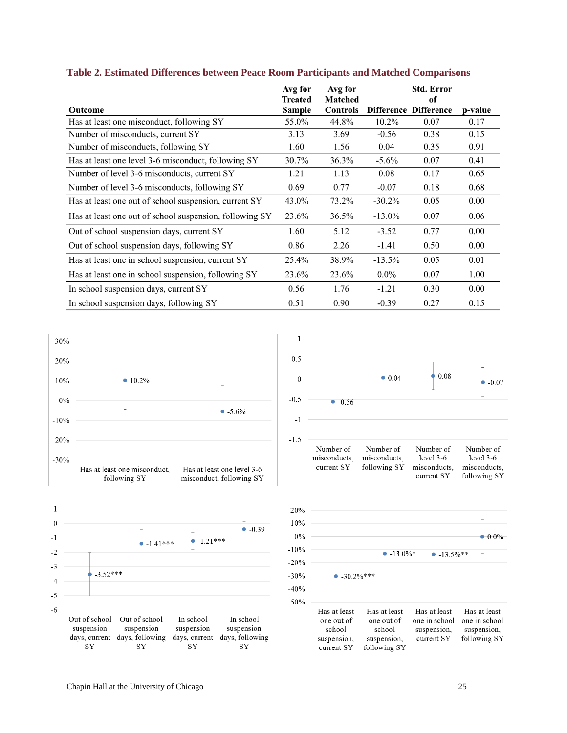**Table 2. Estimated Differences between Peace Room Participants and Matched Comparisons**

| Outcome | Avg for Treated Sample | Avg for Matched Controls | Difference | Std. Error of Difference | p-value |
|---|---|---|---|---|---|
| Has at least one misconduct, following SY | 55.0% | 44.8% | 10.2% | 0.07 | 0.17 |
| Number of misconducts, current SY | 3.13 | 3.69 | -0.56 | 0.38 | 0.15 |
| Number of misconducts, following SY | 1.60 | 1.56 | 0.04 | 0.35 | 0.91 |
| Has at least one level 3-6 misconduct, following SY | 30.7% | 36.3% | -5.6% | 0.07 | 0.41 |
| Number of level 3-6 misconducts, current SY | 1.21 | 1.13 | 0.08 | 0.17 | 0.65 |
| Number of level 3-6 misconducts, following SY | 0.69 | 0.77 | -0.07 | 0.18 | 0.68 |
| Has at least one out of school suspension, current SY | 43.0% | 73.2% | -30.2% | 0.05 | 0.00 |
| Has at least one out of school suspension, following SY | 23.6% | 36.5% | -13.0% | 0.07 | 0.06 |
| Out of school suspension days, current SY | 1.60 | 5.12 | -3.52 | 0.77 | 0.00 |
| Out of school suspension days, following SY | 0.86 | 2.26 | -1.41 | 0.50 | 0.00 |
| Has at least one in school suspension, current SY | 25.4% | 38.9% | -13.5% | 0.05 | 0.01 |
| Has at least one in school suspension, following SY | 23.6% | 23.6% | 0.0% | 0.07 | 1.00 |
| In school suspension days, current SY | 0.56 | 1.76 | -1.21 | 0.30 | 0.00 |
| In school suspension days, following SY | 0.51 | 0.90 | -0.39 | 0.27 | 0.15 |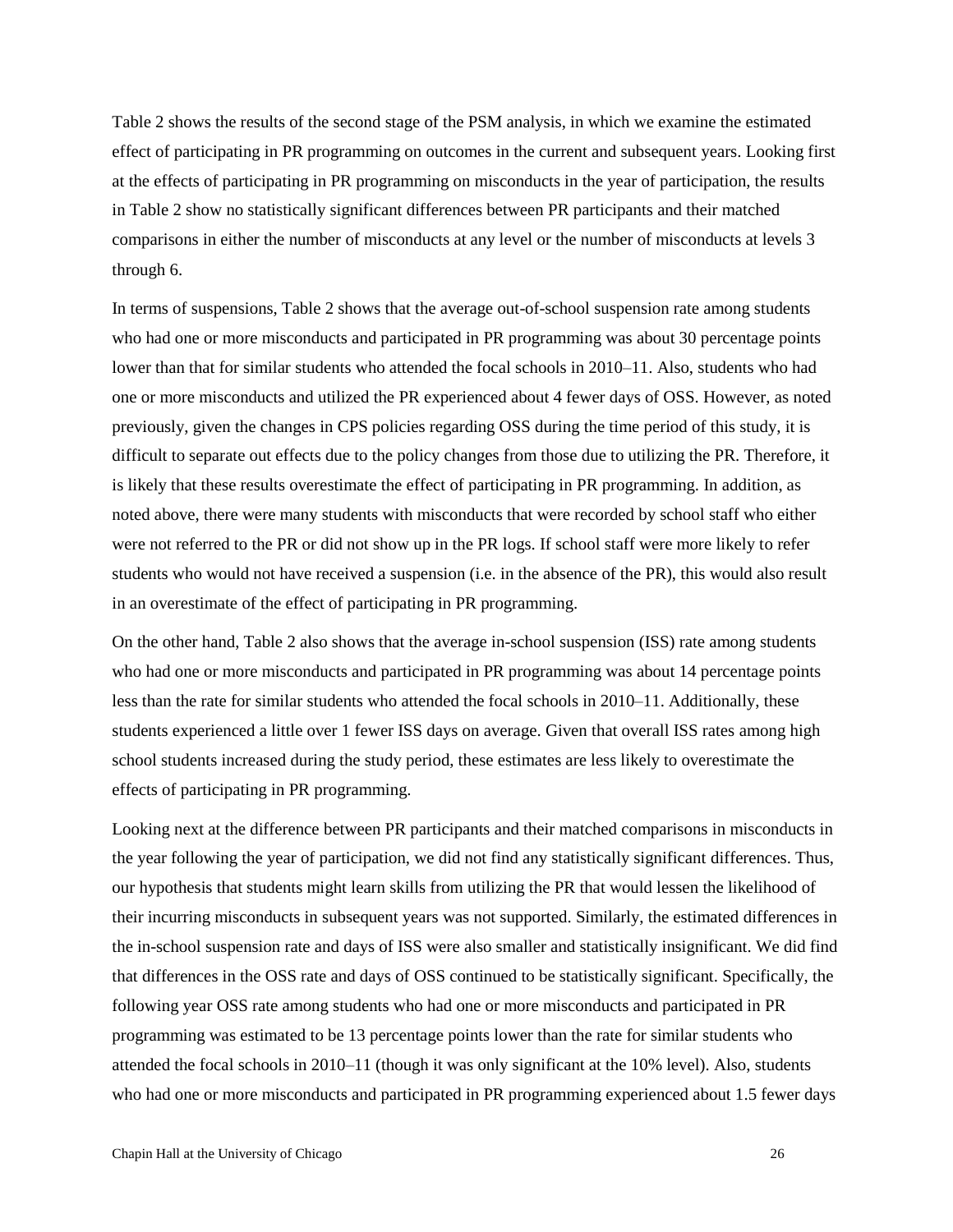Table 2 shows the results of the second stage of the PSM analysis, in which we examine the estimated effect of participating in PR programming on outcomes in the current and subsequent years. Looking first at the effects of participating in PR programming on misconducts in the year of participation, the results in Table 2 show no statistically significant differences between PR participants and their matched comparisons in either the number of misconducts at any level or the number of misconducts at levels 3 through 6.

In terms of suspensions, Table 2 shows that the average out-of-school suspension rate among students who had one or more misconducts and participated in PR programming was about 30 percentage points lower than that for similar students who attended the focal schools in 2010–11. Also, students who had one or more misconducts and utilized the PR experienced about 4 fewer days of OSS. However, as noted previously, given the changes in CPS policies regarding OSS during the time period of this study, it is difficult to separate out effects due to the policy changes from those due to utilizing the PR. Therefore, it is likely that these results overestimate the effect of participating in PR programming. In addition, as noted above, there were many students with misconducts that were recorded by school staff who either were not referred to the PR or did not show up in the PR logs. If school staff were more likely to refer students who would not have received a suspension (i.e. in the absence of the PR), this would also result in an overestimate of the effect of participating in PR programming.

On the other hand, Table 2 also shows that the average in-school suspension (ISS) rate among students who had one or more misconducts and participated in PR programming was about 14 percentage points less than the rate for similar students who attended the focal schools in 2010–11. Additionally, these students experienced a little over 1 fewer ISS days on average. Given that overall ISS rates among high school students increased during the study period, these estimates are less likely to overestimate the effects of participating in PR programming.

Looking next at the difference between PR participants and their matched comparisons in misconducts in the year following the year of participation, we did not find any statistically significant differences. Thus, our hypothesis that students might learn skills from utilizing the PR that would lessen the likelihood of their incurring misconducts in subsequent years was not supported. Similarly, the estimated differences in the in-school suspension rate and days of ISS were also smaller and statistically insignificant. We did find that differences in the OSS rate and days of OSS continued to be statistically significant. Specifically, the following year OSS rate among students who had one or more misconducts and participated in PR programming was estimated to be 13 percentage points lower than the rate for similar students who attended the focal schools in 2010–11 (though it was only significant at the 10% level). Also, students who had one or more misconducts and participated in PR programming experienced about 1.5 fewer days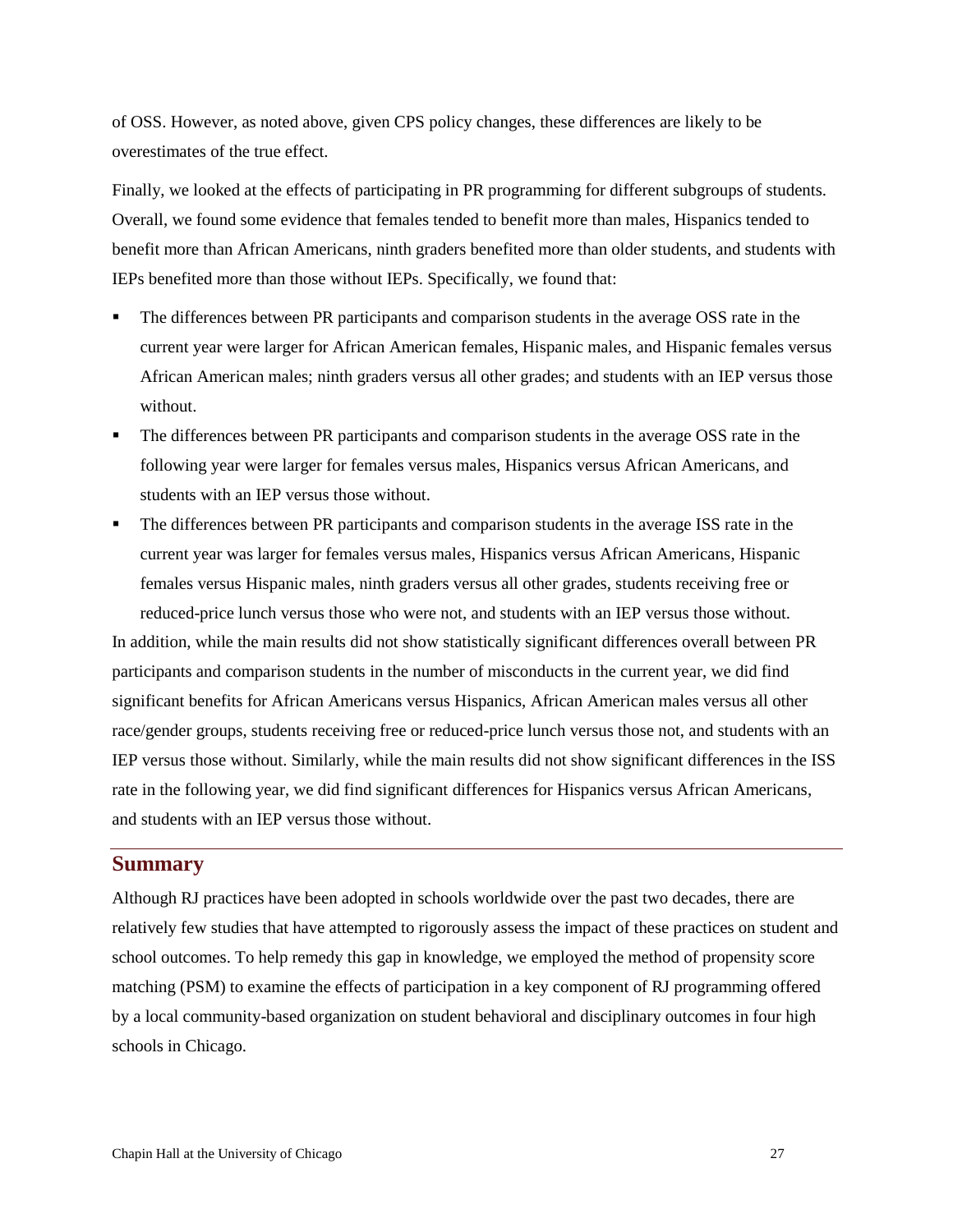of OSS. However, as noted above, given CPS policy changes, these differences are likely to be overestimates of the true effect.

Finally, we looked at the effects of participating in PR programming for different subgroups of students. Overall, we found some evidence that females tended to benefit more than males, Hispanics tended to benefit more than African Americans, ninth graders benefited more than older students, and students with IEPs benefited more than those without IEPs. Specifically, we found that:

- The differences between PR participants and comparison students in the average OSS rate in the current year were larger for African American females, Hispanic males, and Hispanic females versus African American males; ninth graders versus all other grades; and students with an IEP versus those without.
- The differences between PR participants and comparison students in the average OSS rate in the following year were larger for females versus males, Hispanics versus African Americans, and students with an IEP versus those without.
- The differences between PR participants and comparison students in the average ISS rate in the current year was larger for females versus males, Hispanics versus African Americans, Hispanic females versus Hispanic males, ninth graders versus all other grades, students receiving free or reduced-price lunch versus those who were not, and students with an IEP versus those without.

In addition, while the main results did not show statistically significant differences overall between PR participants and comparison students in the number of misconducts in the current year, we did find significant benefits for African Americans versus Hispanics, African American males versus all other race/gender groups, students receiving free or reduced-price lunch versus those not, and students with an IEP versus those without. Similarly, while the main results did not show significant differences in the ISS rate in the following year, we did find significant differences for Hispanics versus African Americans, and students with an IEP versus those without.

## Summary

Although RJ practices have been adopted in schools worldwide over the past two decades, there are relatively few studies that have attempted to rigorously assess the impact of these practices on student and school outcomes. To help remedy this gap in knowledge, we employed the method of propensity score matching (PSM) to examine the effects of participation in a key component of RJ programming offered by a local community-based organization on student behavioral and disciplinary outcomes in four high schools in Chicago.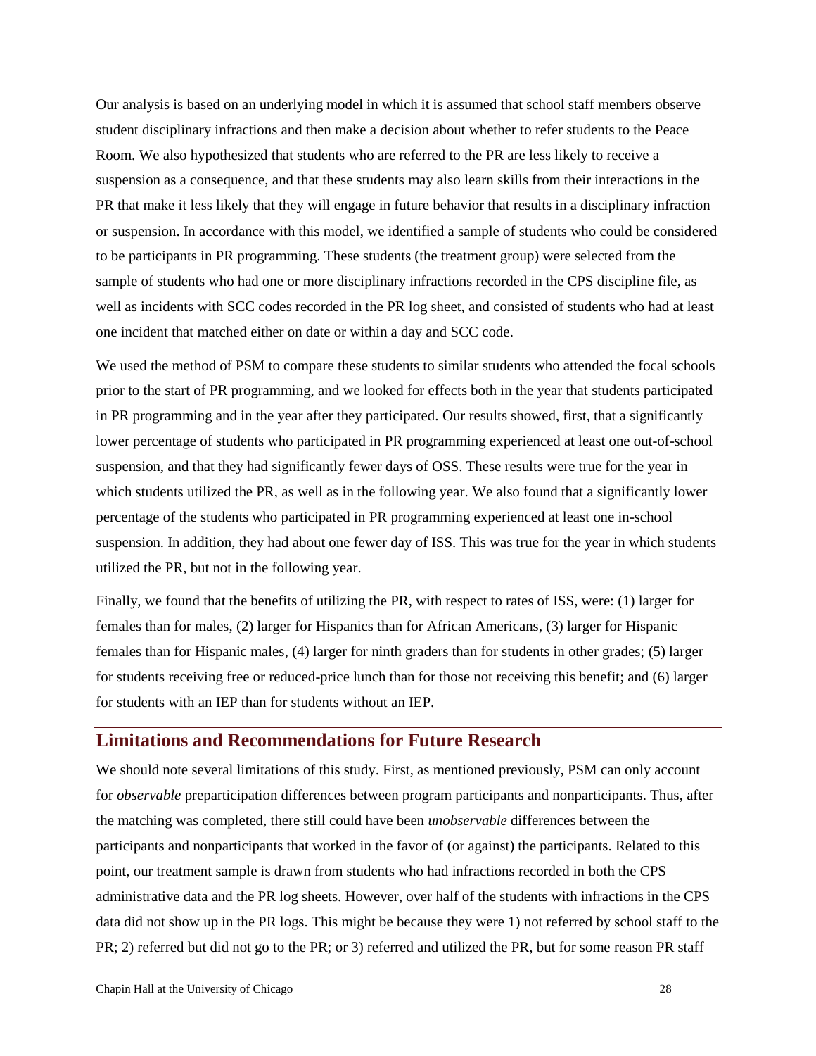Our analysis is based on an underlying model in which it is assumed that school staff members observe student disciplinary infractions and then make a decision about whether to refer students to the Peace Room. We also hypothesized that students who are referred to the PR are less likely to receive a suspension as a consequence, and that these students may also learn skills from their interactions in the PR that make it less likely that they will engage in future behavior that results in a disciplinary infraction or suspension. In accordance with this model, we identified a sample of students who could be considered to be participants in PR programming. These students (the treatment group) were selected from the sample of students who had one or more disciplinary infractions recorded in the CPS discipline file, as well as incidents with SCC codes recorded in the PR log sheet, and consisted of students who had at least one incident that matched either on date or within a day and SCC code.

We used the method of PSM to compare these students to similar students who attended the focal schools prior to the start of PR programming, and we looked for effects both in the year that students participated in PR programming and in the year after they participated. Our results showed, first, that a significantly lower percentage of students who participated in PR programming experienced at least one out-of-school suspension, and that they had significantly fewer days of OSS. These results were true for the year in which students utilized the PR, as well as in the following year. We also found that a significantly lower percentage of the students who participated in PR programming experienced at least one in-school suspension. In addition, they had about one fewer day of ISS. This was true for the year in which students utilized the PR, but not in the following year.

Finally, we found that the benefits of utilizing the PR, with respect to rates of ISS, were: (1) larger for females than for males, (2) larger for Hispanics than for African Americans, (3) larger for Hispanic females than for Hispanic males, (4) larger for ninth graders than for students in other grades; (5) larger for students receiving free or reduced-price lunch than for those not receiving this benefit; and (6) larger for students with an IEP than for students without an IEP.

## Limitations and Recommendations for Future Research

We should note several limitations of this study. First, as mentioned previously, PSM can only account for *observable* preparticipation differences between program participants and nonparticipants. Thus, after the matching was completed, there still could have been *unobservable* differences between the participants and nonparticipants that worked in the favor of (or against) the participants. Related to this point, our treatment sample is drawn from students who had infractions recorded in both the CPS administrative data and the PR log sheets. However, over half of the students with infractions in the CPS data did not show up in the PR logs. This might be because they were 1) not referred by school staff to the PR; 2) referred but did not go to the PR; or 3) referred and utilized the PR, but for some reason PR staff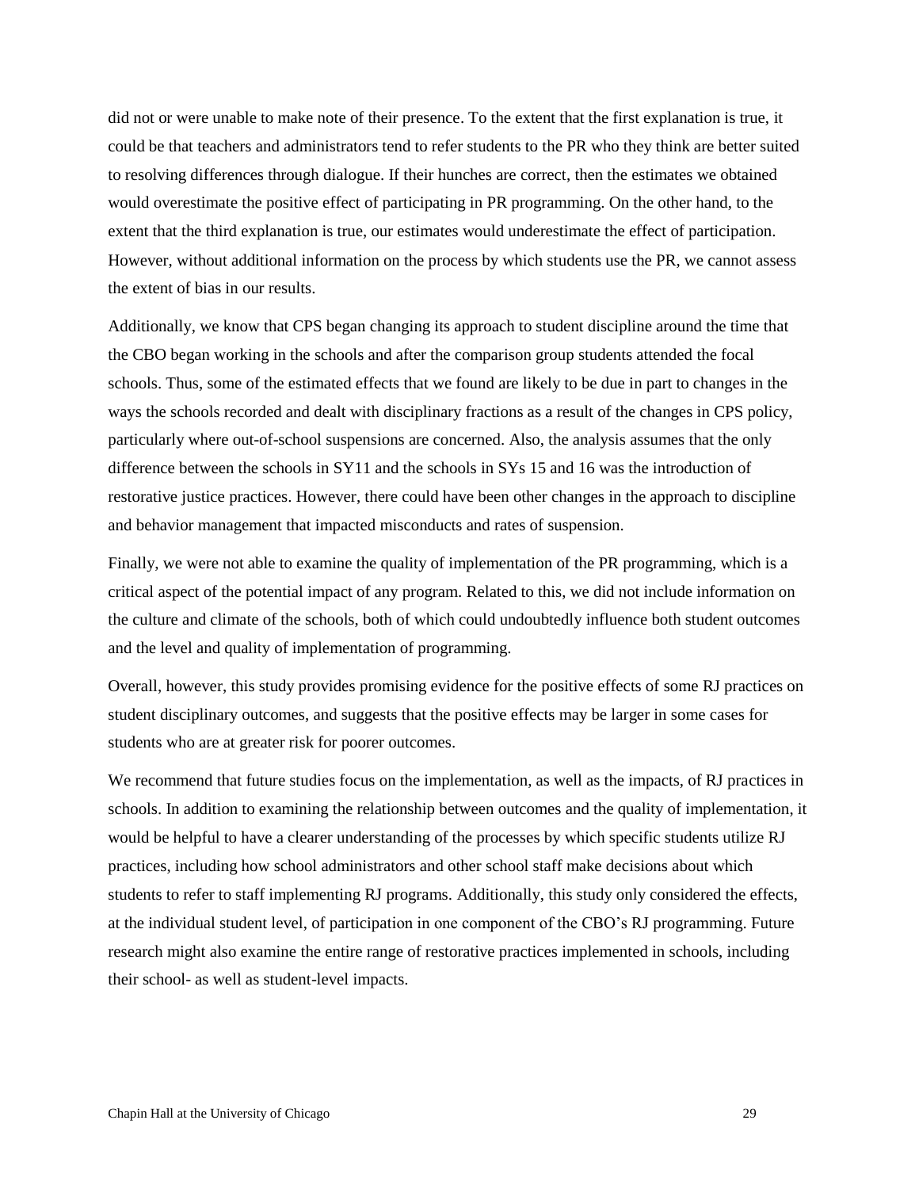did not or were unable to make note of their presence. To the extent that the first explanation is true, it could be that teachers and administrators tend to refer students to the PR who they think are better suited to resolving differences through dialogue. If their hunches are correct, then the estimates we obtained would overestimate the positive effect of participating in PR programming. On the other hand, to the extent that the third explanation is true, our estimates would underestimate the effect of participation. However, without additional information on the process by which students use the PR, we cannot assess the extent of bias in our results.

Additionally, we know that CPS began changing its approach to student discipline around the time that the CBO began working in the schools and after the comparison group students attended the focal schools. Thus, some of the estimated effects that we found are likely to be due in part to changes in the ways the schools recorded and dealt with disciplinary fractions as a result of the changes in CPS policy, particularly where out-of-school suspensions are concerned. Also, the analysis assumes that the only difference between the schools in SY11 and the schools in SYs 15 and 16 was the introduction of restorative justice practices. However, there could have been other changes in the approach to discipline and behavior management that impacted misconducts and rates of suspension.

Finally, we were not able to examine the quality of implementation of the PR programming, which is a critical aspect of the potential impact of any program. Related to this, we did not include information on the culture and climate of the schools, both of which could undoubtedly influence both student outcomes and the level and quality of implementation of programming.

Overall, however, this study provides promising evidence for the positive effects of some RJ practices on student disciplinary outcomes, and suggests that the positive effects may be larger in some cases for students who are at greater risk for poorer outcomes.

We recommend that future studies focus on the implementation, as well as the impacts, of RJ practices in schools. In addition to examining the relationship between outcomes and the quality of implementation, it would be helpful to have a clearer understanding of the processes by which specific students utilize RJ practices, including how school administrators and other school staff make decisions about which students to refer to staff implementing RJ programs. Additionally, this study only considered the effects, at the individual student level, of participation in one component of the CBO's RJ programming. Future research might also examine the entire range of restorative practices implemented in schools, including their school- as well as student-level impacts.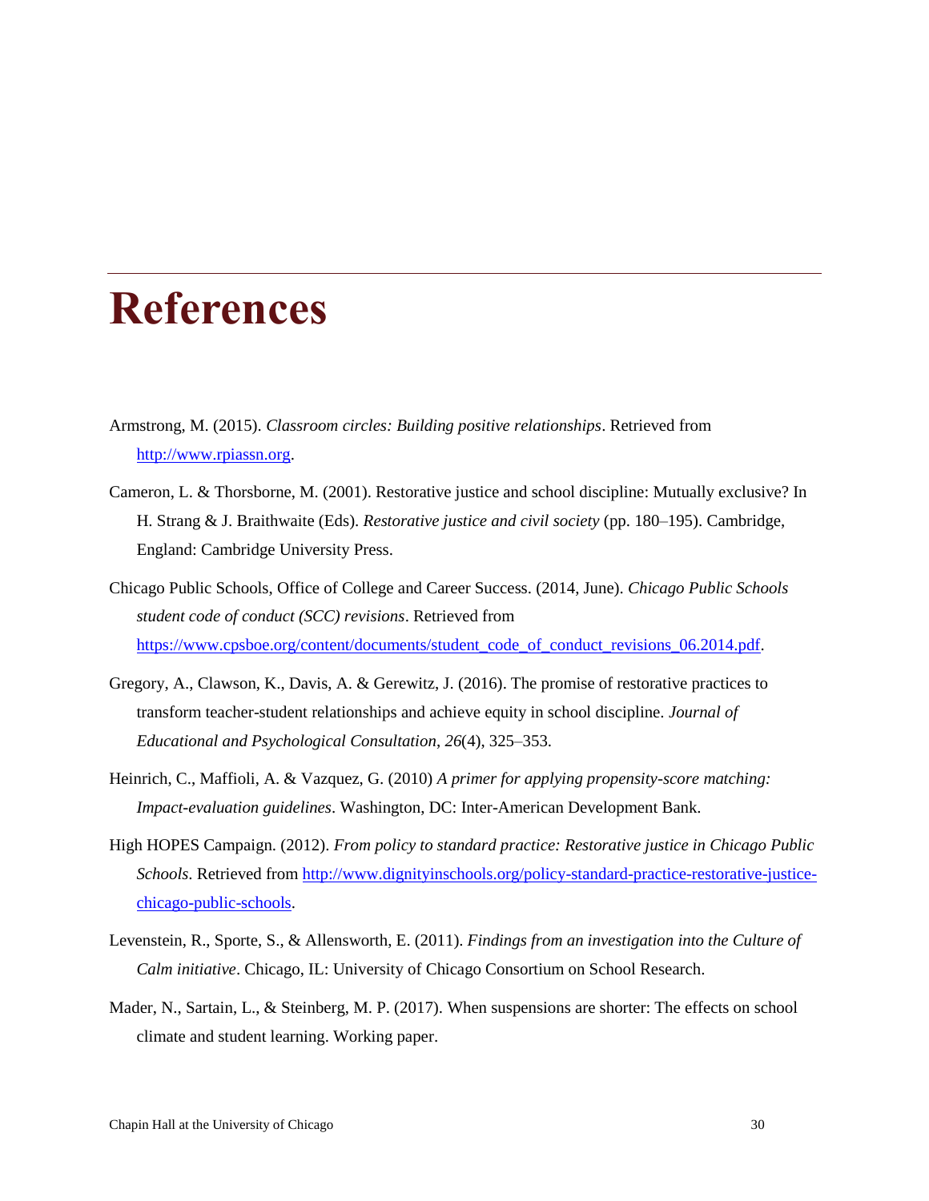# References

Armstrong, M. (2015). *Classroom circles: Building positive relationships*. Retrieved from http://www.rpiassn.org.

Cameron, L. & Thorsborne, M. (2001). Restorative justice and school discipline: Mutually exclusive? In H. Strang & J. Braithwaite (Eds). *Restorative justice and civil society* (pp. 180–195). Cambridge, England: Cambridge University Press.

Chicago Public Schools, Office of College and Career Success. (2014, June). *Chicago Public Schools student code of conduct (SCC) revisions*. Retrieved from https://www.cpsboe.org/content/documents/student_code_of_conduct_revisions_06.2014.pdf.

Gregory, A., Clawson, K., Davis, A. & Gerewitz, J. (2016). The promise of restorative practices to transform teacher-student relationships and achieve equity in school discipline. *Journal of Educational and Psychological Consultation*, *26*(4), 325–353.

Heinrich, C., Maffioli, A. & Vazquez, G. (2010) *A primer for applying propensity-score matching: Impact-evaluation guidelines*. Washington, DC: Inter-American Development Bank.

High HOPES Campaign. (2012). *From policy to standard practice: Restorative justice in Chicago Public Schools*. Retrieved from http://www.dignityinschools.org/policy-standard-practice-restorative-justice-chicago-public-schools.

Levenstein, R., Sporte, S., & Allensworth, E. (2011). *Findings from an investigation into the Culture of Calm initiative*. Chicago, IL: University of Chicago Consortium on School Research.

Mader, N., Sartain, L., & Steinberg, M. P. (2017). When suspensions are shorter: The effects on school climate and student learning. Working paper.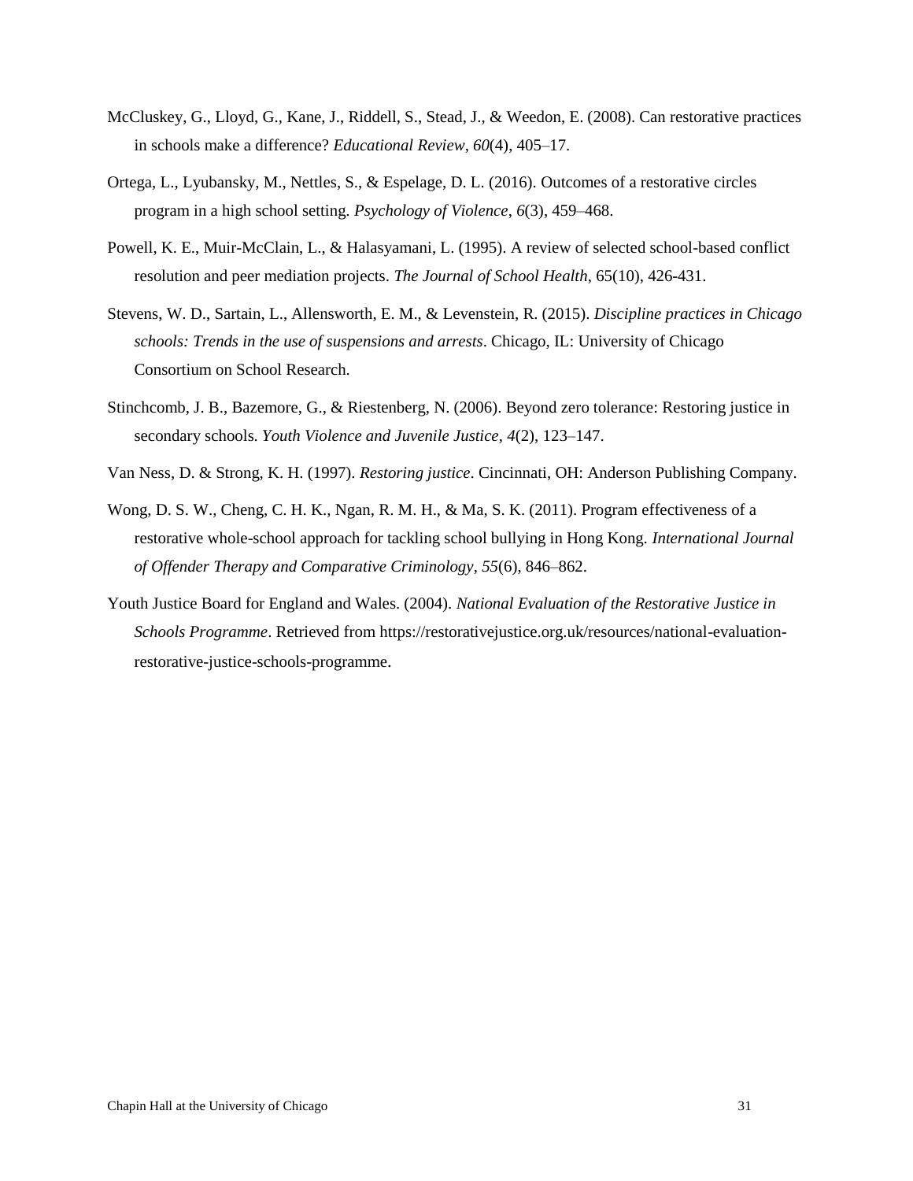McCluskey, G., Lloyd, G., Kane, J., Riddell, S., Stead, J., & Weedon, E. (2008). Can restorative practices in schools make a difference? *Educational Review, 60*(4), 405–17.

Ortega, L., Lyubansky, M., Nettles, S., & Espelage, D. L. (2016). Outcomes of a restorative circles program in a high school setting. *Psychology of Violence*, *6*(3), 459–468.

Powell, K. E., Muir-McClain, L., & Halasyamani, L. (1995). A review of selected school-based conflict resolution and peer mediation projects. *The Journal of School Health*, 65(10), 426-431.

Stevens, W. D., Sartain, L., Allensworth, E. M., & Levenstein, R. (2015). *Discipline practices in Chicago schools: Trends in the use of suspensions and arrests*. Chicago, IL: University of Chicago Consortium on School Research.

Stinchcomb, J. B., Bazemore, G., & Riestenberg, N. (2006). Beyond zero tolerance: Restoring justice in secondary schools. *Youth Violence and Juvenile Justice*, *4*(2), 123–147.

Van Ness, D. & Strong, K. H. (1997). *Restoring justice*. Cincinnati, OH: Anderson Publishing Company.

Wong, D. S. W., Cheng, C. H. K., Ngan, R. M. H., & Ma, S. K. (2011). Program effectiveness of a restorative whole-school approach for tackling school bullying in Hong Kong. *International Journal of Offender Therapy and Comparative Criminology*, *55*(6), 846–862.

Youth Justice Board for England and Wales. (2004). *National Evaluation of the Restorative Justice in Schools Programme*. Retrieved from https://restorativejustice.org.uk/resources/national-evaluation-restorative-justice-schools-programme.